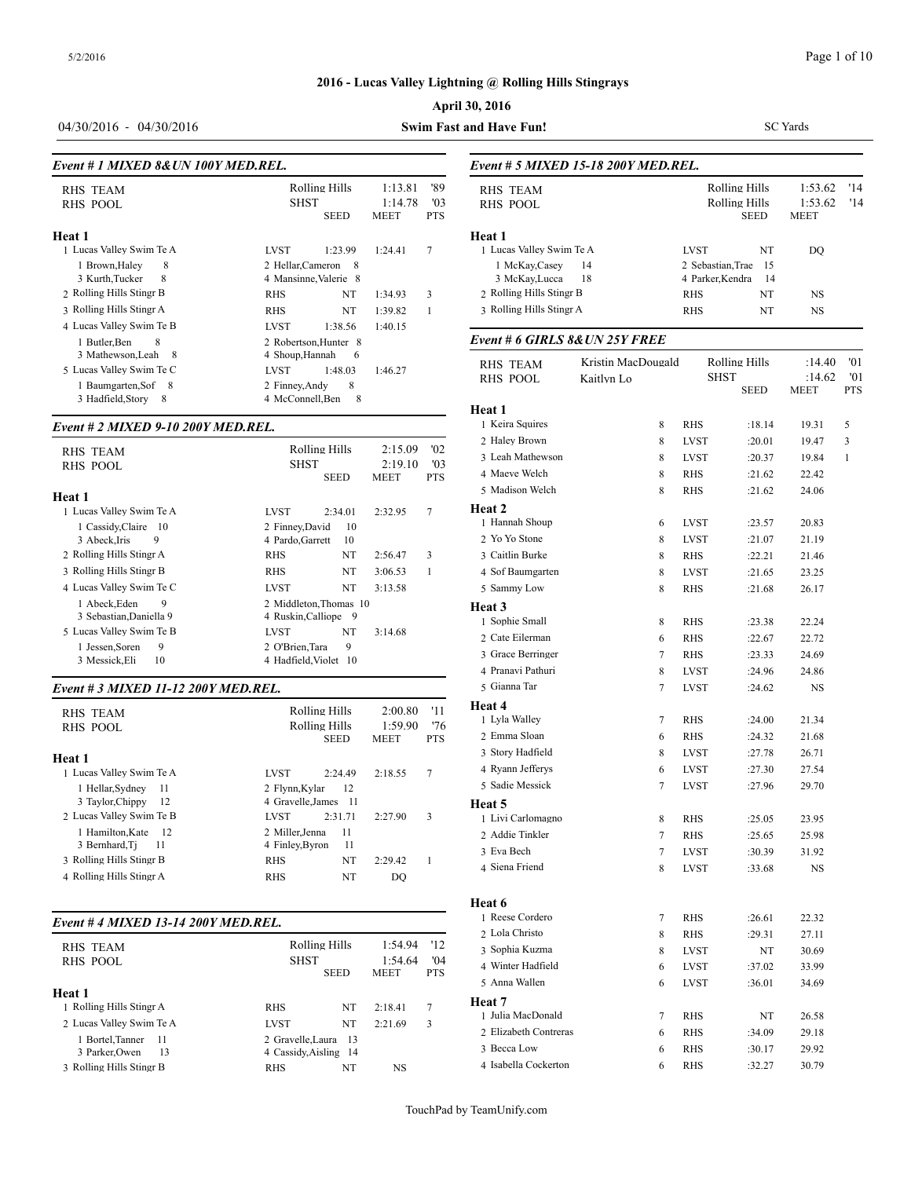## 2016 - Lucas Valley Lightning @ Rolling Hills Stingrays

**April 30, 2016**

04/30/2016 - 04/30/2016 **Swim Fast and Have Fun!** SC Yards

### *Event # 1 MIXED 8&UN 100Y MED.REL.*

| | | | | |
|---|---|---|---|---|
| RHS TEAM | Rolling Hills | | 1:13.81 | '89 |
| RHS POOL | SHST | | 1:14.78 | '03 |
| | | SEED | MEET | PTS |

**Heat 1**

| Team | | Seed | Meet | Pts |
|---|---|---|---|---|
| 1 Lucas Valley Swim Te A | LVST | 1:23.99 | 1:24.41 | 7 |
| 1 Brown,Haley 8 | 2 Hellar,Cameron 8 | | | |
| 3 Kurth,Tucker 8 | 4 Mansinne,Valerie 8 | | | |
| 2 Rolling Hills Stingr B | RHS | NT | 1:34.93 | 3 |
| 3 Rolling Hills Stingr A | RHS | NT | 1:39.82 | 1 |
| 4 Lucas Valley Swim Te B | LVST | 1:38.56 | 1:40.15 | |
| 1 Butler,Ben 8 | 2 Robertson,Hunter 8 | | | |
| 3 Mathewson,Leah 8 | 4 Shoup,Hannah 6 | | | |
| 5 Lucas Valley Swim Te C | LVST | 1:48.03 | 1:46.27 | |
| 1 Baumgarten,Sof 8 | 2 Finney,Andy 8 | | | |
| 3 Hadfield,Story 8 | 4 McConnell,Ben 8 | | | |

### *Event # 2 MIXED 9-10 200Y MED.REL.*

| | | | | |
|---|---|---|---|---|
| RHS TEAM | Rolling Hills | | 2:15.09 | '02 |
| RHS POOL | SHST | | 2:19.10 | '03 |
| | | SEED | MEET | PTS |

**Heat 1**

| Team | | Seed | Meet | Pts |
|---|---|---|---|---|
| 1 Lucas Valley Swim Te A | LVST | 2:34.01 | 2:32.95 | 7 |
| 1 Cassidy,Claire 10 | 2 Finney,David 10 | | | |
| 3 Abeck,Iris 9 | 4 Pardo,Garrett 10 | | | |
| 2 Rolling Hills Stingr A | RHS | NT | 2:56.47 | 3 |
| 3 Rolling Hills Stingr B | RHS | NT | 3:06.53 | 1 |
| 4 Lucas Valley Swim Te C | LVST | NT | 3:13.58 | |
| 1 Abeck,Eden 9 | 2 Middleton,Thomas 10 | | | |
| 3 Sebastian,Daniella 9 | 4 Ruskin,Calliope 9 | | | |
| 5 Lucas Valley Swim Te B | LVST | NT | 3:14.68 | |
| 1 Jessen,Soren 9 | 2 O'Brien,Tara 9 | | | |
| 3 Messick,Eli 10 | 4 Hadfield,Violet 10 | | | |

### *Event # 3 MIXED 11-12 200Y MED.REL.*

| | | | | |
|---|---|---|---|---|
| RHS TEAM | Rolling Hills | | 2:00.80 | '11 |
| RHS POOL | Rolling Hills | | 1:59.90 | '76 |
| | | SEED | MEET | PTS |

**Heat 1**

| Team | | Seed | Meet | Pts |
|---|---|---|---|---|
| 1 Lucas Valley Swim Te A | LVST | 2:24.49 | 2:18.55 | 7 |
| 1 Hellar,Sydney 11 | 2 Flynn,Kylar 12 | | | |
| 3 Taylor,Chippy 12 | 4 Gravelle,James 11 | | | |
| 2 Lucas Valley Swim Te B | LVST | 2:31.71 | 2:27.90 | 3 |
| 1 Hamilton,Kate 12 | 2 Miller,Jenna 11 | | | |
| 3 Bernhard,Tj 11 | 4 Finley,Byron 11 | | | |
| 3 Rolling Hills Stingr B | RHS | NT | 2:29.42 | 1 |
| 4 Rolling Hills Stingr A | RHS | NT | DQ | |

### *Event # 4 MIXED 13-14 200Y MED.REL.*

| | | | | |
|---|---|---|---|---|
| RHS TEAM | Rolling Hills | | 1:54.94 | '12 |
| RHS POOL | SHST | | 1:54.64 | '04 |
| | | SEED | MEET | PTS |

**Heat 1**

| Team | | Seed | Meet | Pts |
|---|---|---|---|---|
| 1 Rolling Hills Stingr A | RHS | NT | 2:18.41 | 7 |
| 2 Lucas Valley Swim Te A | LVST | NT | 2:21.69 | 3 |
| 1 Bortel,Tanner 11 | 2 Gravelle,Laura 13 | | | |
| 3 Parker,Owen 13 | 4 Cassidy,Aisling 14 | | | |
| 3 Rolling Hills Stingr B | RHS | NT | NS | |

### *Event # 5 MIXED 15-18 200Y MED.REL.*

| | | | | |
|---|---|---|---|---|
| RHS TEAM | Rolling Hills | | 1:53.62 | '14 |
| RHS POOL | Rolling Hills | | 1:53.62 | '14 |
| | | SEED | MEET | |

**Heat 1**

| Team | | Seed | Meet |
|---|---|---|---|
| 1 Lucas Valley Swim Te A | LVST | NT | DQ |
| 1 McKay,Casey 14 | 2 Sebastian,Trae 15 | | |
| 3 McKay,Lucca 18 | 4 Parker,Kendra 14 | | |
| 2 Rolling Hills Stingr B | RHS | NT | NS |
| 3 Rolling Hills Stingr A | RHS | NT | NS |

### *Event # 6 GIRLS 8&UN 25Y FREE*

| | | | | |
|---|---|---|---|---|
| RHS TEAM | Kristin MacDougald | Rolling Hills | :14.40 | '01 |
| RHS POOL | Kaitlyn Lo | SHST | :14.62 | '01 |
| | | SEED | MEET | PTS |

| Name | Age | Team | Seed | Meet | Pts |
|---|---|---|---|---|---|
| **Heat 1** | | | | | |
| 1 Keira Squires | 8 | RHS | :18.14 | 19.31 | 5 |
| 2 Haley Brown | 8 | LVST | :20.01 | 19.47 | 3 |
| 3 Leah Mathewson | 8 | LVST | :20.37 | 19.84 | 1 |
| 4 Maeve Welch | 8 | RHS | :21.62 | 22.42 | |
| 5 Madison Welch | 8 | RHS | :21.62 | 24.06 | |
| **Heat 2** | | | | | |
| 1 Hannah Shoup | 6 | LVST | :23.57 | 20.83 | |
| 2 Yo Yo Stone | 8 | LVST | :21.07 | 21.19 | |
| 3 Caitlin Burke | 8 | RHS | :22.21 | 21.46 | |
| 4 Sof Baumgarten | 8 | LVST | :21.65 | 23.25 | |
| 5 Sammy Low | 8 | RHS | :21.68 | 26.17 | |
| **Heat 3** | | | | | |
| 1 Sophie Small | 8 | RHS | :23.38 | 22.24 | |
| 2 Cate Eilerman | 6 | RHS | :22.67 | 22.72 | |
| 3 Grace Berringer | 7 | RHS | :23.33 | 24.69 | |
| 4 Pranavi Pathuri | 8 | LVST | :24.96 | 24.86 | |
| 5 Gianna Tar | 7 | LVST | :24.62 | NS | |
| **Heat 4** | | | | | |
| 1 Lyla Walley | 7 | RHS | :24.00 | 21.34 | |
| 2 Emma Sloan | 6 | RHS | :24.32 | 21.68 | |
| 3 Story Hadfield | 8 | LVST | :27.78 | 26.71 | |
| 4 Ryann Jefferys | 6 | LVST | :27.30 | 27.54 | |
| 5 Sadie Messick | 7 | LVST | :27.96 | 29.70 | |
| **Heat 5** | | | | | |
| 1 Livi Carlomagno | 8 | RHS | :25.05 | 23.95 | |
| 2 Addie Tinkler | 7 | RHS | :25.65 | 25.98 | |
| 3 Eva Bech | 7 | LVST | :30.39 | 31.92 | |
| 4 Siena Friend | 8 | LVST | :33.68 | NS | |
| **Heat 6** | | | | | |
| 1 Reese Cordero | 7 | RHS | :26.61 | 22.32 | |
| 2 Lola Christo | 8 | RHS | :29.31 | 27.11 | |
| 3 Sophia Kuzma | 8 | LVST | NT | 30.69 | |
| 4 Winter Hadfield | 6 | LVST | :37.02 | 33.99 | |
| 5 Anna Wallen | 6 | LVST | :36.01 | 34.69 | |
| **Heat 7** | | | | | |
| 1 Julia MacDonald | 7 | RHS | NT | 26.58 | |
| 2 Elizabeth Contreras | 6 | RHS | :34.09 | 29.18 | |
| 3 Becca Low | 6 | RHS | :30.17 | 29.92 | |
| 4 Isabella Cockerton | 6 | RHS | :32.27 | 30.79 | |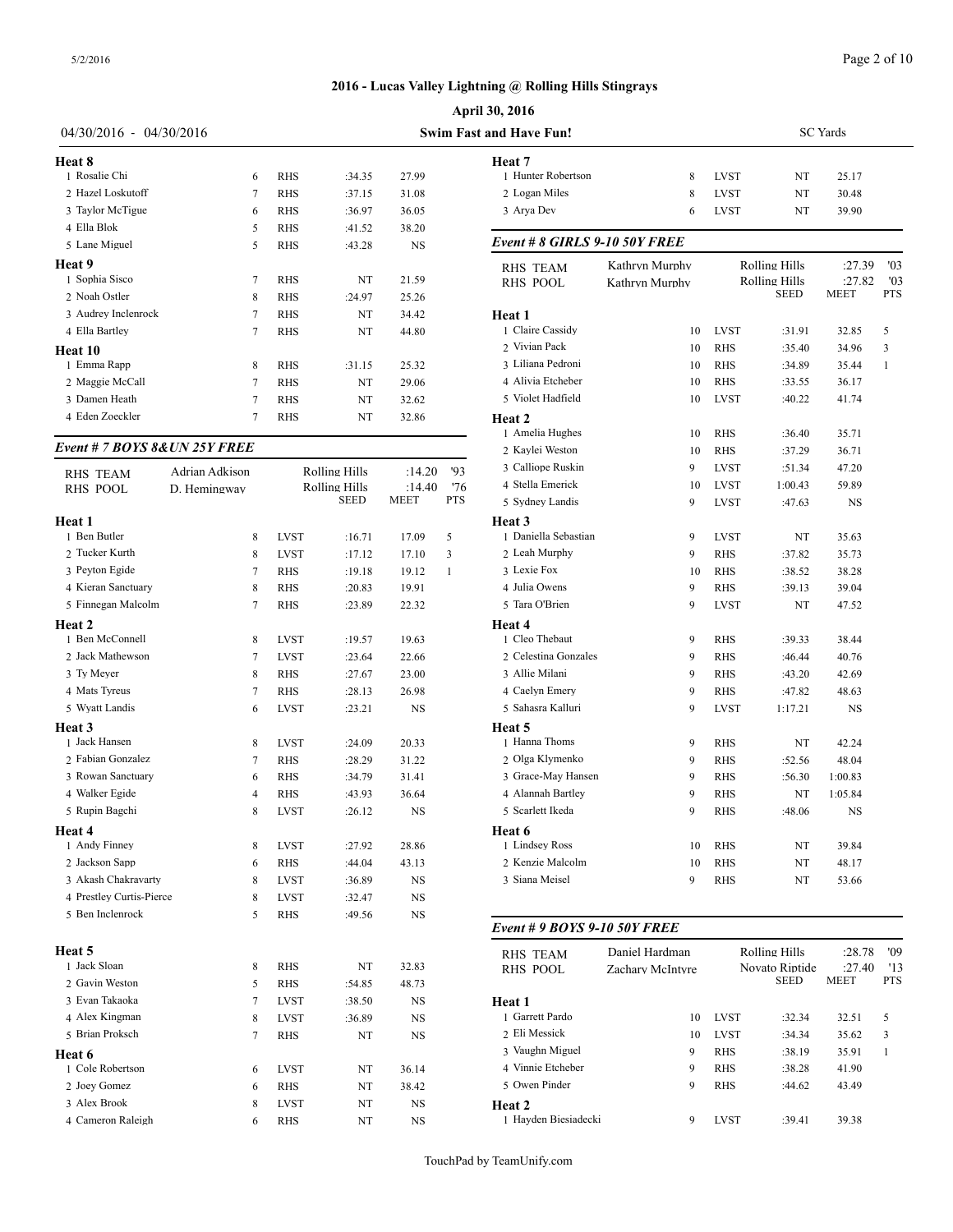# 2016 - Lucas Valley Lightning @ Rolling Hills Stingrays

**April 30, 2016**

04/30/2016 - 04/30/2016 | **Swim Fast and Have Fun!** | SC Yards

**Heat 8**

| # | Name | Age | Team | Seed | Meet | Pts |
|---|---|---|---|---|---|---|
| 1 | Rosalie Chi | 6 | RHS | :34.35 | 27.99 | |
| 2 | Hazel Loskutoff | 7 | RHS | :37.15 | 31.08 | |
| 3 | Taylor McTigue | 6 | RHS | :36.97 | 36.05 | |
| 4 | Ella Blok | 5 | RHS | :41.52 | 38.20 | |
| 5 | Lane Miguel | 5 | RHS | :43.28 | NS | |

**Heat 9**

| # | Name | Age | Team | Seed | Meet | Pts |
|---|---|---|---|---|---|---|
| 1 | Sophia Sisco | 7 | RHS | NT | 21.59 | |
| 2 | Noah Ostler | 8 | RHS | :24.97 | 25.26 | |
| 3 | Audrey Inclenrock | 7 | RHS | NT | 34.42 | |
| 4 | Ella Bartley | 7 | RHS | NT | 44.80 | |

**Heat 10**

| # | Name | Age | Team | Seed | Meet | Pts |
|---|---|---|---|---|---|---|
| 1 | Emma Rapp | 8 | RHS | :31.15 | 25.32 | |
| 2 | Maggie McCall | 7 | RHS | NT | 29.06 | |
| 3 | Damen Heath | 7 | RHS | NT | 32.62 | |
| 4 | Eden Zoeckler | 7 | RHS | NT | 32.86 | |

### *Event # 7 BOYS 8&UN 25Y FREE*

| Record | Name | | Team | Time | Year |
|---|---|---|---|---|---|
| RHS TEAM | Adrian Adkison | | Rolling Hills | :14.20 | '93 |
| RHS POOL | D. Hemingway | | Rolling Hills | :14.40 | '76 |

**Heat 1**

| # | Name | Age | Team | Seed | Meet | Pts |
|---|---|---|---|---|---|---|
| 1 | Ben Butler | 8 | LVST | :16.71 | 17.09 | 5 |
| 2 | Tucker Kurth | 8 | LVST | :17.12 | 17.10 | 3 |
| 3 | Peyton Egide | 7 | RHS | :19.18 | 19.12 | 1 |
| 4 | Kieran Sanctuary | 8 | RHS | :20.83 | 19.91 | |
| 5 | Finnegan Malcolm | 7 | RHS | :23.89 | 22.32 | |

**Heat 2**

| # | Name | Age | Team | Seed | Meet | Pts |
|---|---|---|---|---|---|---|
| 1 | Ben McConnell | 8 | LVST | :19.57 | 19.63 | |
| 2 | Jack Mathewson | 7 | LVST | :23.64 | 22.66 | |
| 3 | Ty Meyer | 8 | RHS | :27.67 | 23.00 | |
| 4 | Mats Tyreus | 7 | RHS | :28.13 | 26.98 | |
| 5 | Wyatt Landis | 6 | LVST | :23.21 | NS | |

**Heat 3**

| # | Name | Age | Team | Seed | Meet | Pts |
|---|---|---|---|---|---|---|
| 1 | Jack Hansen | 8 | LVST | :24.09 | 20.33 | |
| 2 | Fabian Gonzalez | 7 | RHS | :28.29 | 31.22 | |
| 3 | Rowan Sanctuary | 6 | RHS | :34.79 | 31.41 | |
| 4 | Walker Egide | 4 | RHS | :43.93 | 36.64 | |
| 5 | Rupin Bagchi | 8 | LVST | :26.12 | NS | |

**Heat 4**

| # | Name | Age | Team | Seed | Meet | Pts |
|---|---|---|---|---|---|---|
| 1 | Andy Finney | 8 | LVST | :27.92 | 28.86 | |
| 2 | Jackson Sapp | 6 | RHS | :44.04 | 43.13 | |
| 3 | Akash Chakravarty | 8 | LVST | :36.89 | NS | |
| 4 | Prestley Curtis-Pierce | 8 | LVST | :32.47 | NS | |
| 5 | Ben Inclenrock | 5 | RHS | :49.56 | NS | |

**Heat 5**

| # | Name | Age | Team | Seed | Meet | Pts |
|---|---|---|---|---|---|---|
| 1 | Jack Sloan | 8 | RHS | NT | 32.83 | |
| 2 | Gavin Weston | 5 | RHS | :54.85 | 48.73 | |
| 3 | Evan Takaoka | 7 | LVST | :38.50 | NS | |
| 4 | Alex Kingman | 8 | LVST | :36.89 | NS | |
| 5 | Brian Proksch | 7 | RHS | NT | NS | |

**Heat 6**

| # | Name | Age | Team | Seed | Meet | Pts |
|---|---|---|---|---|---|---|
| 1 | Cole Robertson | 6 | LVST | NT | 36.14 | |
| 2 | Joey Gomez | 6 | RHS | NT | 38.42 | |
| 3 | Alex Brook | 8 | LVST | NT | NS | |
| 4 | Cameron Raleigh | 6 | RHS | NT | NS | |

**Heat 7**

| # | Name | Age | Team | Seed | Meet | Pts |
|---|---|---|---|---|---|---|
| 1 | Hunter Robertson | 8 | LVST | NT | 25.17 | |
| 2 | Logan Miles | 8 | LVST | NT | 30.48 | |
| 3 | Arya Dev | 6 | LVST | NT | 39.90 | |

### *Event # 8 GIRLS 9-10 50Y FREE*

| Record | Name | | Team | Time | Year |
|---|---|---|---|---|---|
| RHS TEAM | Kathryn Murphy | | Rolling Hills | :27.39 | '03 |
| RHS POOL | Kathryn Murphy | | Rolling Hills | :27.82 | '03 |

**Heat 1**

| # | Name | Age | Team | Seed | Meet | Pts |
|---|---|---|---|---|---|---|
| 1 | Claire Cassidy | 10 | LVST | :31.91 | 32.85 | 5 |
| 2 | Vivian Pack | 10 | RHS | :35.40 | 34.96 | 3 |
| 3 | Liliana Pedroni | 10 | RHS | :34.89 | 35.44 | 1 |
| 4 | Alivia Etcheber | 10 | RHS | :33.55 | 36.17 | |
| 5 | Violet Hadfield | 10 | LVST | :40.22 | 41.74 | |

**Heat 2**

| # | Name | Age | Team | Seed | Meet | Pts |
|---|---|---|---|---|---|---|
| 1 | Amelia Hughes | 10 | RHS | :36.40 | 35.71 | |
| 2 | Kaylei Weston | 10 | RHS | :37.29 | 36.71 | |
| 3 | Calliope Ruskin | 9 | LVST | :51.34 | 47.20 | |
| 4 | Stella Emerick | 10 | LVST | 1:00.43 | 59.89 | |
| 5 | Sydney Landis | 9 | LVST | :47.63 | NS | |

**Heat 3**

| # | Name | Age | Team | Seed | Meet | Pts |
|---|---|---|---|---|---|---|
| 1 | Daniella Sebastian | 9 | LVST | NT | 35.63 | |
| 2 | Leah Murphy | 9 | RHS | :37.82 | 35.73 | |
| 3 | Lexie Fox | 10 | RHS | :38.52 | 38.28 | |
| 4 | Julia Owens | 9 | RHS | :39.13 | 39.04 | |
| 5 | Tara O'Brien | 9 | LVST | NT | 47.52 | |

**Heat 4**

| # | Name | Age | Team | Seed | Meet | Pts |
|---|---|---|---|---|---|---|
| 1 | Cleo Thebaut | 9 | RHS | :39.33 | 38.44 | |
| 2 | Celestina Gonzales | 9 | RHS | :46.44 | 40.76 | |
| 3 | Allie Milani | 9 | RHS | :43.20 | 42.69 | |
| 4 | Caelyn Emery | 9 | RHS | :47.82 | 48.63 | |
| 5 | Sahasra Kalluri | 9 | LVST | 1:17.21 | NS | |

**Heat 5**

| # | Name | Age | Team | Seed | Meet | Pts |
|---|---|---|---|---|---|---|
| 1 | Hanna Thoms | 9 | RHS | NT | 42.24 | |
| 2 | Olga Klymenko | 9 | RHS | :52.56 | 48.04 | |
| 3 | Grace-May Hansen | 9 | RHS | :56.30 | 1:00.83 | |
| 4 | Alannah Bartley | 9 | RHS | NT | 1:05.84 | |
| 5 | Scarlett Ikeda | 9 | RHS | :48.06 | NS | |

**Heat 6**

| # | Name | Age | Team | Seed | Meet | Pts |
|---|---|---|---|---|---|---|
| 1 | Lindsey Ross | 10 | RHS | NT | 39.84 | |
| 2 | Kenzie Malcolm | 10 | RHS | NT | 48.17 | |
| 3 | Siana Meisel | 9 | RHS | NT | 53.66 | |

### *Event # 9 BOYS 9-10 50Y FREE*

| Record | Name | | Team | Time | Year |
|---|---|---|---|---|---|
| RHS TEAM | Daniel Hardman | | Rolling Hills | :28.78 | '09 |
| RHS POOL | Zachary McIntyre | | Novato Riptide | :27.40 | '13 |

**Heat 1**

| # | Name | Age | Team | Seed | Meet | Pts |
|---|---|---|---|---|---|---|
| 1 | Garrett Pardo | 10 | LVST | :32.34 | 32.51 | 5 |
| 2 | Eli Messick | 10 | LVST | :34.34 | 35.62 | 3 |
| 3 | Vaughn Miguel | 9 | RHS | :38.19 | 35.91 | 1 |
| 4 | Vinnie Etcheber | 9 | RHS | :38.28 | 41.90 | |
| 5 | Owen Pinder | 9 | RHS | :44.62 | 43.49 | |

**Heat 2**

| # | Name | Age | Team | Seed | Meet | Pts |
|---|---|---|---|---|---|---|
| 1 | Hayden Biesiadecki | 9 | LVST | :39.41 | 39.38 | |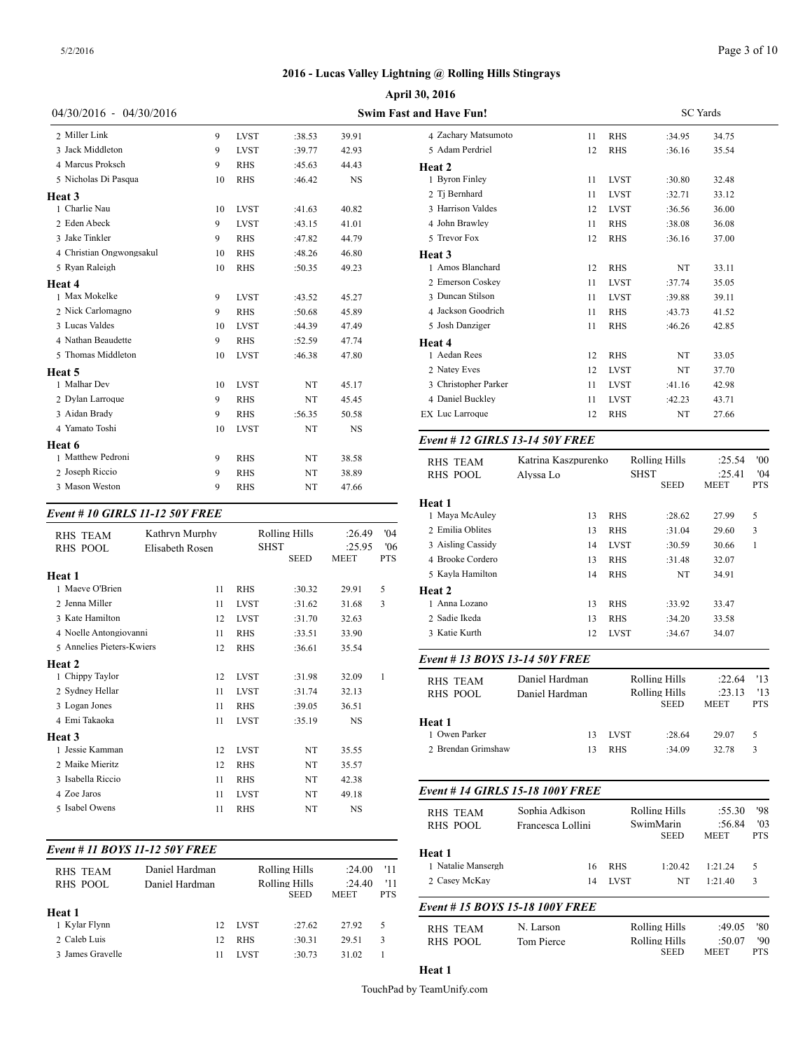## 2016 - Lucas Valley Lightning @ Rolling Hills Stingrays

**April 30, 2016**

04/30/2016 - 04/30/2016 | **Swim Fast and Have Fun!** | SC Yards

| | Age | Team | Seed | Time | Pts |
|---|---|---|---|---|---|
| 2 Miller Link | 9 | LVST | :38.53 | 39.91 | |
| 3 Jack Middleton | 9 | LVST | :39.77 | 42.93 | |
| 4 Marcus Proksch | 9 | RHS | :45.63 | 44.43 | |
| 5 Nicholas Di Pasqua | 10 | RHS | :46.42 | NS | |
| **Heat 3** | | | | | |
| 1 Charlie Nau | 10 | LVST | :41.63 | 40.82 | |
| 2 Eden Abeck | 9 | LVST | :43.15 | 41.01 | |
| 3 Jake Tinkler | 9 | RHS | :47.82 | 44.79 | |
| 4 Christian Ongwongsakul | 10 | RHS | :48.26 | 46.80 | |
| 5 Ryan Raleigh | 10 | RHS | :50.35 | 49.23 | |
| **Heat 4** | | | | | |
| 1 Max Mokelke | 9 | LVST | :43.52 | 45.27 | |
| 2 Nick Carlomagno | 9 | RHS | :50.68 | 45.89 | |
| 3 Lucas Valdes | 10 | LVST | :44.39 | 47.49 | |
| 4 Nathan Beaudette | 9 | RHS | :52.59 | 47.74 | |
| 5 Thomas Middleton | 10 | LVST | :46.38 | 47.80 | |
| **Heat 5** | | | | | |
| 1 Malhar Dev | 10 | LVST | NT | 45.17 | |
| 2 Dylan Larroque | 9 | RHS | NT | 45.45 | |
| 3 Aidan Brady | 9 | RHS | :56.35 | 50.58 | |
| 4 Yamato Toshi | 10 | LVST | NT | NS | |
| **Heat 6** | | | | | |
| 1 Matthew Pedroni | 9 | RHS | NT | 38.58 | |
| 2 Joseph Riccio | 9 | RHS | NT | 38.89 | |
| 3 Mason Weston | 9 | RHS | NT | 47.66 | |

### *Event # 10 GIRLS 11-12 50Y FREE*

| RHS TEAM | Kathryn Murphy | | Rolling Hills | :26.49 | '04 |
|---|---|---|---|---|---|
| RHS POOL | Elisabeth Rosen | | SHST | :25.95 | '06 |
| | | | SEED | MEET | PTS |
| **Heat 1** | | | | | |
| 1 Maeve O'Brien | 11 | RHS | :30.32 | 29.91 | 5 |
| 2 Jenna Miller | 11 | LVST | :31.62 | 31.68 | 3 |
| 3 Kate Hamilton | 12 | LVST | :31.70 | 32.63 | |
| 4 Noelle Antongiovanni | 11 | RHS | :33.51 | 33.90 | |
| 5 Annelies Pieters-Kwiers | 12 | RHS | :36.61 | 35.54 | |
| **Heat 2** | | | | | |
| 1 Chippy Taylor | 12 | LVST | :31.98 | 32.09 | 1 |
| 2 Sydney Hellar | 11 | LVST | :31.74 | 32.13 | |
| 3 Logan Jones | 11 | RHS | :39.05 | 36.51 | |
| 4 Emi Takaoka | 11 | LVST | :35.19 | NS | |
| **Heat 3** | | | | | |
| 1 Jessie Kamman | 12 | LVST | NT | 35.55 | |
| 2 Maike Mieritz | 12 | RHS | NT | 35.57 | |
| 3 Isabella Riccio | 11 | RHS | NT | 42.38 | |
| 4 Zoe Jaros | 11 | LVST | NT | 49.18 | |
| 5 Isabel Owens | 11 | RHS | NT | NS | |

### *Event # 11 BOYS 11-12 50Y FREE*

| RHS TEAM | Daniel Hardman | | Rolling Hills | :24.00 | '11 |
|---|---|---|---|---|---|
| RHS POOL | Daniel Hardman | | Rolling Hills | :24.40 | '11 |
| | | | SEED | MEET | PTS |
| **Heat 1** | | | | | |
| 1 Kylar Flynn | 12 | LVST | :27.62 | 27.92 | 5 |
| 2 Caleb Luis | 12 | RHS | :30.31 | 29.51 | 3 |
| 3 James Gravelle | 11 | LVST | :30.73 | 31.02 | 1 |
| 4 Zachary Matsumoto | 11 | RHS | :34.95 | 34.75 | |
| 5 Adam Perdriel | 12 | RHS | :36.16 | 35.54 | |
| **Heat 2** | | | | | |
| 1 Byron Finley | 11 | LVST | :30.80 | 32.48 | |
| 2 Tj Bernhard | 11 | LVST | :32.71 | 33.12 | |
| 3 Harrison Valdes | 12 | LVST | :36.56 | 36.00 | |
| 4 John Brawley | 11 | RHS | :38.08 | 36.08 | |
| 5 Trevor Fox | 12 | RHS | :36.16 | 37.00 | |
| **Heat 3** | | | | | |
| 1 Amos Blanchard | 12 | RHS | NT | 33.11 | |
| 2 Emerson Coskey | 11 | LVST | :37.74 | 35.05 | |
| 3 Duncan Stilson | 11 | LVST | :39.88 | 39.11 | |
| 4 Jackson Goodrich | 11 | RHS | :43.73 | 41.52 | |
| 5 Josh Danziger | 11 | RHS | :46.26 | 42.85 | |
| **Heat 4** | | | | | |
| 1 Aedan Rees | 12 | RHS | NT | 33.05 | |
| 2 Natey Eves | 12 | LVST | NT | 37.70 | |
| 3 Christopher Parker | 11 | LVST | :41.16 | 42.98 | |
| 4 Daniel Buckley | 11 | LVST | :42.23 | 43.71 | |
| EX Luc Larroque | 12 | RHS | NT | 27.66 | |

### *Event # 12 GIRLS 13-14 50Y FREE*

| RHS TEAM | Katrina Kaszpurenko | | Rolling Hills | :25.54 | '00 |
|---|---|---|---|---|---|
| RHS POOL | Alyssa Lo | | SHST | :25.41 | '04 |
| | | | SEED | MEET | PTS |
| **Heat 1** | | | | | |
| 1 Maya McAuley | 13 | RHS | :28.62 | 27.99 | 5 |
| 2 Emilia Oblites | 13 | RHS | :31.04 | 29.60 | 3 |
| 3 Aisling Cassidy | 14 | LVST | :30.59 | 30.66 | 1 |
| 4 Brooke Cordero | 13 | RHS | :31.48 | 32.07 | |
| 5 Kayla Hamilton | 14 | RHS | NT | 34.91 | |
| **Heat 2** | | | | | |
| 1 Anna Lozano | 13 | RHS | :33.92 | 33.47 | |
| 2 Sadie Ikeda | 13 | RHS | :34.20 | 33.58 | |
| 3 Katie Kurth | 12 | LVST | :34.67 | 34.07 | |

### *Event # 13 BOYS 13-14 50Y FREE*

| RHS TEAM | Daniel Hardman | | Rolling Hills | :22.64 | '13 |
|---|---|---|---|---|---|
| RHS POOL | Daniel Hardman | | Rolling Hills | :23.13 | '13 |
| | | | SEED | MEET | PTS |
| **Heat 1** | | | | | |
| 1 Owen Parker | 13 | LVST | :28.64 | 29.07 | 5 |
| 2 Brendan Grimshaw | 13 | RHS | :34.09 | 32.78 | 3 |

### *Event # 14 GIRLS 15-18 100Y FREE*

| RHS TEAM | Sophia Adkison | | Rolling Hills | :55.30 | '98 |
|---|---|---|---|---|---|
| RHS POOL | Francesca Lollini | | SwimMarin | :56.84 | '03 |
| | | | SEED | MEET | PTS |
| **Heat 1** | | | | | |
| 1 Natalie Mansergh | 16 | RHS | 1:20.42 | 1:21.24 | 5 |
| 2 Casey McKay | 14 | LVST | NT | 1:21.40 | 3 |

### *Event # 15 BOYS 15-18 100Y FREE*

| RHS TEAM | N. Larson | | Rolling Hills | :49.05 | '80 |
|---|---|---|---|---|---|
| RHS POOL | Tom Pierce | | Rolling Hills | :50.07 | '90 |
| | | | SEED | MEET | PTS |

**Heat 1**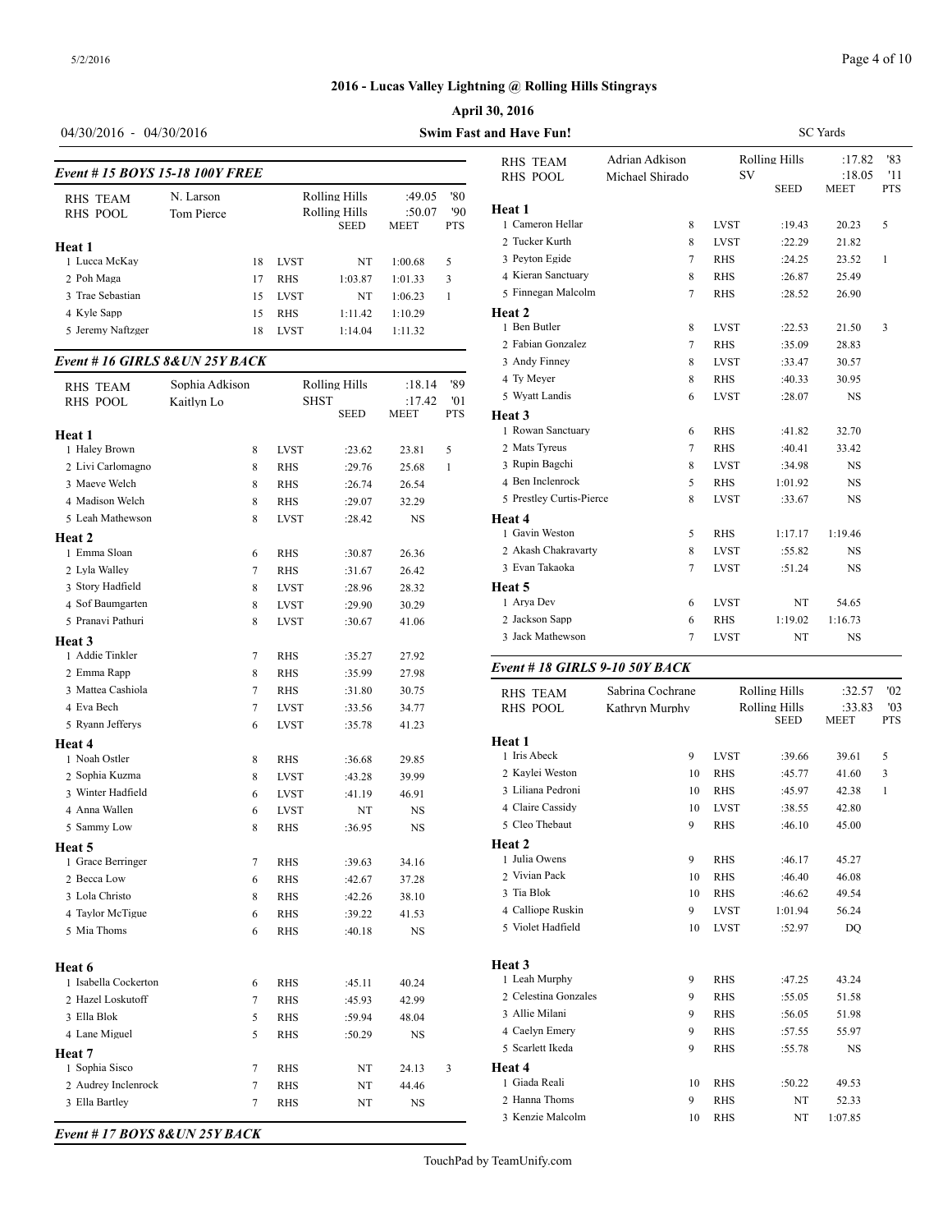## 2016 - Lucas Valley Lightning @ Rolling Hills Stingrays

**April 30, 2016**

04/30/2016 - 04/30/2016 **Swim Fast and Have Fun!** SC Yards

### *Event # 15 BOYS 15-18 100Y FREE*

| RHS TEAM | N. Larson | | Rolling Hills | :49.05 | '80 |
|---|---|---|---|---|---|
| RHS POOL | Tom Pierce | | Rolling Hills | :50.07 | '90 |
| | | | SEED | MEET | PTS |

**Heat 1**

| | Age | Team | Seed | Meet | Pts |
|---|---|---|---|---|---|
| 1 Lucca McKay | 18 | LVST | NT | 1:00.68 | 5 |
| 2 Poh Maga | 17 | RHS | 1:03.87 | 1:01.33 | 3 |
| 3 Trae Sebastian | 15 | LVST | NT | 1:06.23 | 1 |
| 4 Kyle Sapp | 15 | RHS | 1:11.42 | 1:10.29 | |
| 5 Jeremy Naftzger | 18 | LVST | 1:14.04 | 1:11.32 | |

### *Event # 16 GIRLS 8&UN 25Y BACK*

| RHS TEAM | Sophia Adkison | | Rolling Hills | :18.14 | '89 |
|---|---|---|---|---|---|
| RHS POOL | Kaitlyn Lo | | SHST | :17.42 | '01 |
| | | | SEED | MEET | PTS |

**Heat 1**

| | Age | Team | Seed | Meet | Pts |
|---|---|---|---|---|---|
| 1 Haley Brown | 8 | LVST | :23.62 | 23.81 | 5 |
| 2 Livi Carlomagno | 8 | RHS | :29.76 | 25.68 | 1 |
| 3 Maeve Welch | 8 | RHS | :26.74 | 26.54 | |
| 4 Madison Welch | 8 | RHS | :29.07 | 32.29 | |
| 5 Leah Mathewson | 8 | LVST | :28.42 | NS | |

**Heat 2**

| | Age | Team | Seed | Meet | Pts |
|---|---|---|---|---|---|
| 1 Emma Sloan | 6 | RHS | :30.87 | 26.36 | |
| 2 Lyla Walley | 7 | RHS | :31.67 | 26.42 | |
| 3 Story Hadfield | 8 | LVST | :28.96 | 28.32 | |
| 4 Sof Baumgarten | 8 | LVST | :29.90 | 30.29 | |
| 5 Pranavi Pathuri | 8 | LVST | :30.67 | 41.06 | |

**Heat 3**

| | Age | Team | Seed | Meet | Pts |
|---|---|---|---|---|---|
| 1 Addie Tinkler | 7 | RHS | :35.27 | 27.92 | |
| 2 Emma Rapp | 8 | RHS | :35.99 | 27.98 | |
| 3 Mattea Cashiola | 7 | RHS | :31.80 | 30.75 | |
| 4 Eva Bech | 7 | LVST | :33.56 | 34.77 | |
| 5 Ryann Jefferys | 6 | LVST | :35.78 | 41.23 | |

**Heat 4**

| | Age | Team | Seed | Meet | Pts |
|---|---|---|---|---|---|
| 1 Noah Ostler | 8 | RHS | :36.68 | 29.85 | |
| 2 Sophia Kuzma | 8 | LVST | :43.28 | 39.99 | |
| 3 Winter Hadfield | 6 | LVST | :41.19 | 46.91 | |
| 4 Anna Wallen | 6 | LVST | NT | NS | |
| 5 Sammy Low | 8 | RHS | :36.95 | NS | |

**Heat 5**

| | Age | Team | Seed | Meet | Pts |
|---|---|---|---|---|---|
| 1 Grace Berringer | 7 | RHS | :39.63 | 34.16 | |
| 2 Becca Low | 6 | RHS | :42.67 | 37.28 | |
| 3 Lola Christo | 8 | RHS | :42.26 | 38.10 | |
| 4 Taylor McTigue | 6 | RHS | :39.22 | 41.53 | |
| 5 Mia Thoms | 6 | RHS | :40.18 | NS | |

**Heat 6**

| | Age | Team | Seed | Meet | Pts |
|---|---|---|---|---|---|
| 1 Isabella Cockerton | 6 | RHS | :45.11 | 40.24 | |
| 2 Hazel Loskutoff | 7 | RHS | :45.93 | 42.99 | |
| 3 Ella Blok | 5 | RHS | :59.94 | 48.04 | |
| 4 Lane Miguel | 5 | RHS | :50.29 | NS | |

**Heat 7**

| | Age | Team | Seed | Meet | Pts |
|---|---|---|---|---|---|
| 1 Sophia Sisco | 7 | RHS | NT | 24.13 | 3 |
| 2 Audrey Inclenrock | 7 | RHS | NT | 44.46 | |
| 3 Ella Bartley | 7 | RHS | NT | NS | |

### *Event # 17 BOYS 8&UN 25Y BACK*

| RHS TEAM | Adrian Adkison | | Rolling Hills | :17.82 | '83 |
|---|---|---|---|---|---|
| RHS POOL | Michael Shirado | | SV | :18.05 | '11 |
| | | | SEED | MEET | PTS |

**Heat 1**

| | Age | Team | Seed | Meet | Pts |
|---|---|---|---|---|---|
| 1 Cameron Hellar | 8 | LVST | :19.43 | 20.23 | 5 |
| 2 Tucker Kurth | 8 | LVST | :22.29 | 21.82 | |
| 3 Peyton Egide | 7 | RHS | :24.25 | 23.52 | 1 |
| 4 Kieran Sanctuary | 8 | RHS | :26.87 | 25.49 | |
| 5 Finnegan Malcolm | 7 | RHS | :28.52 | 26.90 | |

**Heat 2**

| | Age | Team | Seed | Meet | Pts |
|---|---|---|---|---|---|
| 1 Ben Butler | 8 | LVST | :22.53 | 21.50 | 3 |
| 2 Fabian Gonzalez | 7 | RHS | :35.09 | 28.83 | |
| 3 Andy Finney | 8 | LVST | :33.47 | 30.57 | |
| 4 Ty Meyer | 8 | RHS | :40.33 | 30.95 | |
| 5 Wyatt Landis | 6 | LVST | :28.07 | NS | |

**Heat 3**

| | Age | Team | Seed | Meet | Pts |
|---|---|---|---|---|---|
| 1 Rowan Sanctuary | 6 | RHS | :41.82 | 32.70 | |
| 2 Mats Tyreus | 7 | RHS | :40.41 | 33.42 | |
| 3 Rupin Bagchi | 8 | LVST | :34.98 | NS | |
| 4 Ben Inclenrock | 5 | RHS | 1:01.92 | NS | |
| 5 Prestley Curtis-Pierce | 8 | LVST | :33.67 | NS | |

**Heat 4**

| | Age | Team | Seed | Meet | Pts |
|---|---|---|---|---|---|
| 1 Gavin Weston | 5 | RHS | 1:17.17 | 1:19.46 | |
| 2 Akash Chakravarty | 8 | LVST | :55.82 | NS | |
| 3 Evan Takaoka | 7 | LVST | :51.24 | NS | |

**Heat 5**

| | Age | Team | Seed | Meet | Pts |
|---|---|---|---|---|---|
| 1 Arya Dev | 6 | LVST | NT | 54.65 | |
| 2 Jackson Sapp | 6 | RHS | 1:19.02 | 1:16.73 | |
| 3 Jack Mathewson | 7 | LVST | NT | NS | |

### *Event # 18 GIRLS 9-10 50Y BACK*

| RHS TEAM | Sabrina Cochrane | | Rolling Hills | :32.57 | '02 |
|---|---|---|---|---|---|
| RHS POOL | Kathryn Murphy | | Rolling Hills | :33.83 | '03 |
| | | | SEED | MEET | PTS |

**Heat 1**

| | Age | Team | Seed | Meet | Pts |
|---|---|---|---|---|---|
| 1 Iris Abeck | 9 | LVST | :39.66 | 39.61 | 5 |
| 2 Kaylei Weston | 10 | RHS | :45.77 | 41.60 | 3 |
| 3 Liliana Pedroni | 10 | RHS | :45.97 | 42.38 | 1 |
| 4 Claire Cassidy | 10 | LVST | :38.55 | 42.80 | |
| 5 Cleo Thebaut | 9 | RHS | :46.10 | 45.00 | |

**Heat 2**

| | Age | Team | Seed | Meet | Pts |
|---|---|---|---|---|---|
| 1 Julia Owens | 9 | RHS | :46.17 | 45.27 | |
| 2 Vivian Pack | 10 | RHS | :46.40 | 46.08 | |
| 3 Tia Blok | 10 | RHS | :46.62 | 49.54 | |
| 4 Calliope Ruskin | 9 | LVST | 1:01.94 | 56.24 | |
| 5 Violet Hadfield | 10 | LVST | :52.97 | DQ | |

**Heat 3**

| | Age | Team | Seed | Meet | Pts |
|---|---|---|---|---|---|
| 1 Leah Murphy | 9 | RHS | :47.25 | 43.24 | |
| 2 Celestina Gonzales | 9 | RHS | :55.05 | 51.58 | |
| 3 Allie Milani | 9 | RHS | :56.05 | 51.98 | |
| 4 Caelyn Emery | 9 | RHS | :57.55 | 55.97 | |
| 5 Scarlett Ikeda | 9 | RHS | :55.78 | NS | |

**Heat 4**

| | Age | Team | Seed | Meet | Pts |
|---|---|---|---|---|---|
| 1 Giada Reali | 10 | RHS | :50.22 | 49.53 | |
| 2 Hanna Thoms | 9 | RHS | NT | 52.33 | |
| 3 Kenzie Malcolm | 10 | RHS | NT | 1:07.85 | |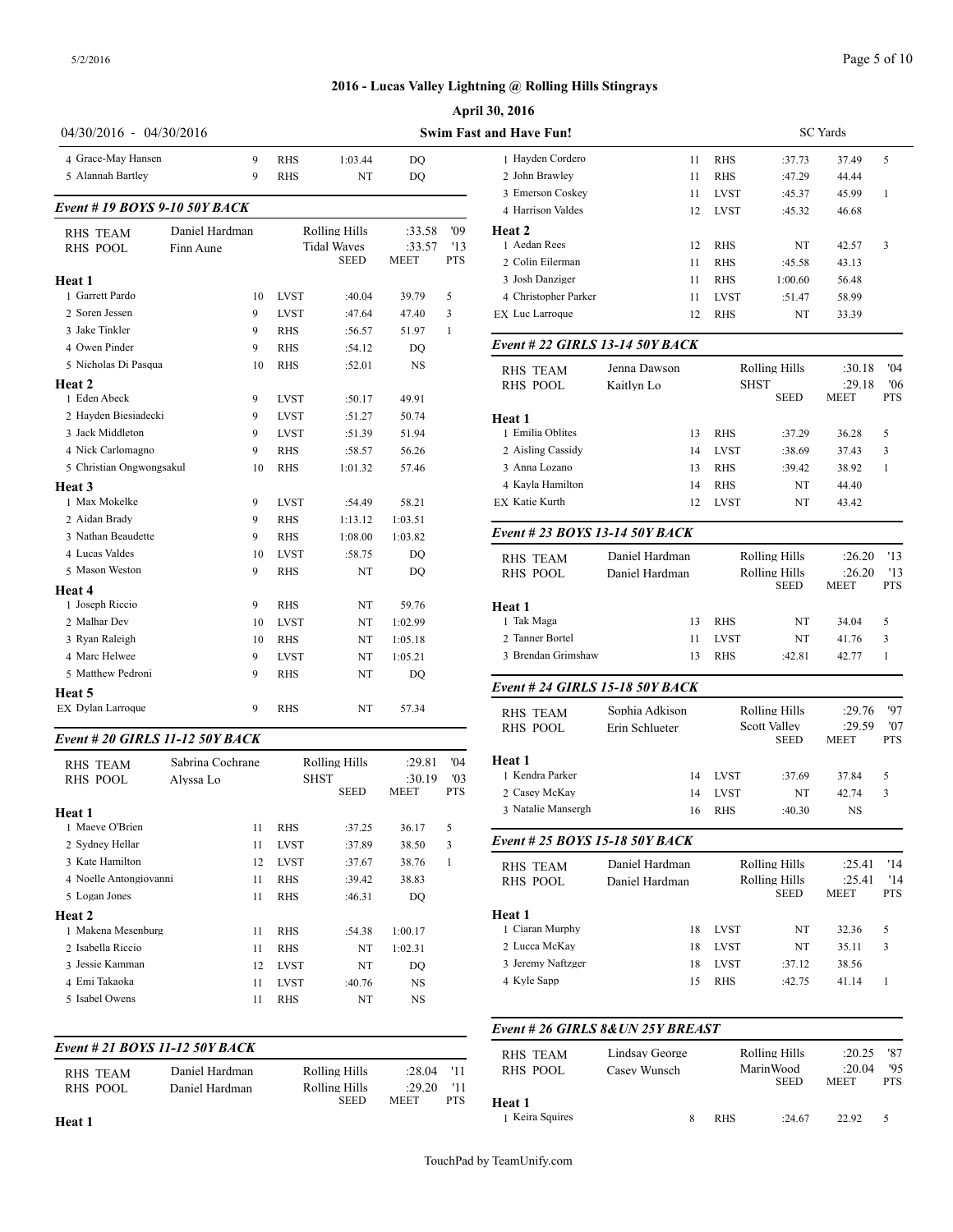## 2016 - Lucas Valley Lightning @ Rolling Hills Stingrays

**April 30, 2016**

04/30/2016 - 04/30/2016 — **Swim Fast and Have Fun!** — SC Yards

| | Name | Age | Team | Seed | Finals | Pts |
|---|---|---|---|---|---|---|
| 4 | Grace-May Hansen | 9 | RHS | 1:03.44 | DQ | |
| 5 | Alannah Bartley | 9 | RHS | NT | DQ | |

### *Event # 19 BOYS 9-10 50Y BACK*

| | | | | |
|---|---|---|---|---|
| RHS TEAM | Daniel Hardman | Rolling Hills | :33.58 | '09 |
| RHS POOL | Finn Aune | Tidal Waves | :33.57 | '13 |

| | Name | Age | Team | SEED | MEET | PTS |
|---|---|---|---|---|---|---|
| **Heat 1** | | | | | | |
| 1 | Garrett Pardo | 10 | LVST | :40.04 | 39.79 | 5 |
| 2 | Soren Jessen | 9 | LVST | :47.64 | 47.40 | 3 |
| 3 | Jake Tinkler | 9 | RHS | :56.57 | 51.97 | 1 |
| 4 | Owen Pinder | 9 | RHS | :54.12 | DQ | |
| 5 | Nicholas Di Pasqua | 10 | RHS | :52.01 | NS | |
| **Heat 2** | | | | | | |
| 1 | Eden Abeck | 9 | LVST | :50.17 | 49.91 | |
| 2 | Hayden Biesiadecki | 9 | LVST | :51.27 | 50.74 | |
| 3 | Jack Middleton | 9 | LVST | :51.39 | 51.94 | |
| 4 | Nick Carlomagno | 9 | RHS | :58.57 | 56.26 | |
| 5 | Christian Ongwongsakul | 10 | RHS | 1:01.32 | 57.46 | |
| **Heat 3** | | | | | | |
| 1 | Max Mokelke | 9 | LVST | :54.49 | 58.21 | |
| 2 | Aidan Brady | 9 | RHS | 1:13.12 | 1:03.51 | |
| 3 | Nathan Beaudette | 9 | RHS | 1:08.00 | 1:03.82 | |
| 4 | Lucas Valdes | 10 | LVST | :58.75 | DQ | |
| 5 | Mason Weston | 9 | RHS | NT | DQ | |
| **Heat 4** | | | | | | |
| 1 | Joseph Riccio | 9 | RHS | NT | 59.76 | |
| 2 | Malhar Dev | 10 | LVST | NT | 1:02.99 | |
| 3 | Ryan Raleigh | 10 | RHS | NT | 1:05.18 | |
| 4 | Marc Helwee | 9 | LVST | NT | 1:05.21 | |
| 5 | Matthew Pedroni | 9 | RHS | NT | DQ | |
| **Heat 5** | | | | | | |
| EX | Dylan Larroque | 9 | RHS | NT | 57.34 | |

### *Event # 20 GIRLS 11-12 50Y BACK*

| | | | | |
|---|---|---|---|---|
| RHS TEAM | Sabrina Cochrane | Rolling Hills | :29.81 | '04 |
| RHS POOL | Alyssa Lo | SHST | :30.19 | '03 |

| | Name | Age | Team | SEED | MEET | PTS |
|---|---|---|---|---|---|---|
| **Heat 1** | | | | | | |
| 1 | Maeve O'Brien | 11 | RHS | :37.25 | 36.17 | 5 |
| 2 | Sydney Hellar | 11 | LVST | :37.89 | 38.50 | 3 |
| 3 | Kate Hamilton | 12 | LVST | :37.67 | 38.76 | 1 |
| 4 | Noelle Antongiovanni | 11 | RHS | :39.42 | 38.83 | |
| 5 | Logan Jones | 11 | RHS | :46.31 | DQ | |
| **Heat 2** | | | | | | |
| 1 | Makena Mesenburg | 11 | RHS | :54.38 | 1:00.17 | |
| 2 | Isabella Riccio | 11 | RHS | NT | 1:02.31 | |
| 3 | Jessie Kamman | 12 | LVST | NT | DQ | |
| 4 | Emi Takaoka | 11 | LVST | :40.76 | NS | |
| 5 | Isabel Owens | 11 | RHS | NT | NS | |

### *Event # 21 BOYS 11-12 50Y BACK*

| | | | | |
|---|---|---|---|---|
| RHS TEAM | Daniel Hardman | Rolling Hills | :28.04 | '11 |
| RHS POOL | Daniel Hardman | Rolling Hills | :29.20 | '11 |

| | Name | Age | Team | SEED | MEET | PTS |
|---|---|---|---|---|---|---|
| **Heat 1** | | | | | | |
| 1 | Hayden Cordero | 11 | RHS | :37.73 | 37.49 | 5 |
| 2 | John Brawley | 11 | RHS | :47.29 | 44.44 | |
| 3 | Emerson Coskey | 11 | LVST | :45.37 | 45.99 | 1 |
| 4 | Harrison Valdes | 12 | LVST | :45.32 | 46.68 | |
| **Heat 2** | | | | | | |
| 1 | Aedan Rees | 12 | RHS | NT | 42.57 | 3 |
| 2 | Colin Eilerman | 11 | RHS | :45.58 | 43.13 | |
| 3 | Josh Danziger | 11 | RHS | 1:00.60 | 56.48 | |
| 4 | Christopher Parker | 11 | LVST | :51.47 | 58.99 | |
| EX | Luc Larroque | 12 | RHS | NT | 33.39 | |

### *Event # 22 GIRLS 13-14 50Y BACK*

| | | | | |
|---|---|---|---|---|
| RHS TEAM | Jenna Dawson | Rolling Hills | :30.18 | '04 |
| RHS POOL | Kaitlyn Lo | SHST | :29.18 | '06 |

| | Name | Age | Team | SEED | MEET | PTS |
|---|---|---|---|---|---|---|
| **Heat 1** | | | | | | |
| 1 | Emilia Oblites | 13 | RHS | :37.29 | 36.28 | 5 |
| 2 | Aisling Cassidy | 14 | LVST | :38.69 | 37.43 | 3 |
| 3 | Anna Lozano | 13 | RHS | :39.42 | 38.92 | 1 |
| 4 | Kayla Hamilton | 14 | RHS | NT | 44.40 | |
| EX | Katie Kurth | 12 | LVST | NT | 43.42 | |

### *Event # 23 BOYS 13-14 50Y BACK*

| | | | | |
|---|---|---|---|---|
| RHS TEAM | Daniel Hardman | Rolling Hills | :26.20 | '13 |
| RHS POOL | Daniel Hardman | Rolling Hills | :26.20 | '13 |

| | Name | Age | Team | SEED | MEET | PTS |
|---|---|---|---|---|---|---|
| **Heat 1** | | | | | | |
| 1 | Tak Maga | 13 | RHS | NT | 34.04 | 5 |
| 2 | Tanner Bortel | 11 | LVST | NT | 41.76 | 3 |
| 3 | Brendan Grimshaw | 13 | RHS | :42.81 | 42.77 | 1 |

### *Event # 24 GIRLS 15-18 50Y BACK*

| | | | | |
|---|---|---|---|---|
| RHS TEAM | Sophia Adkison | Rolling Hills | :29.76 | '97 |
| RHS POOL | Erin Schlueter | Scott Valley | :29.59 | '07 |

| | Name | Age | Team | SEED | MEET | PTS |
|---|---|---|---|---|---|---|
| **Heat 1** | | | | | | |
| 1 | Kendra Parker | 14 | LVST | :37.69 | 37.84 | 5 |
| 2 | Casey McKay | 14 | LVST | NT | 42.74 | 3 |
| 3 | Natalie Mansergh | 16 | RHS | :40.30 | NS | |

### *Event # 25 BOYS 15-18 50Y BACK*

| | | | | |
|---|---|---|---|---|
| RHS TEAM | Daniel Hardman | Rolling Hills | :25.41 | '14 |
| RHS POOL | Daniel Hardman | Rolling Hills | :25.41 | '14 |

| | Name | Age | Team | SEED | MEET | PTS |
|---|---|---|---|---|---|---|
| **Heat 1** | | | | | | |
| 1 | Ciaran Murphy | 18 | LVST | NT | 32.36 | 5 |
| 2 | Lucca McKay | 18 | LVST | NT | 35.11 | 3 |
| 3 | Jeremy Naftzger | 18 | LVST | :37.12 | 38.56 | |
| 4 | Kyle Sapp | 15 | RHS | :42.75 | 41.14 | 1 |

### *Event # 26 GIRLS 8&UN 25Y BREAST*

| | | | | |
|---|---|---|---|---|
| RHS TEAM | Lindsay George | Rolling Hills | :20.25 | '87 |
| RHS POOL | Casey Wunsch | MarinWood | :20.04 | '95 |

| | Name | Age | Team | SEED | MEET | PTS |
|---|---|---|---|---|---|---|
| **Heat 1** | | | | | | |
| 1 | Keira Squires | 8 | RHS | :24.67 | 22.92 | 5 |

TouchPad by TeamUnify.com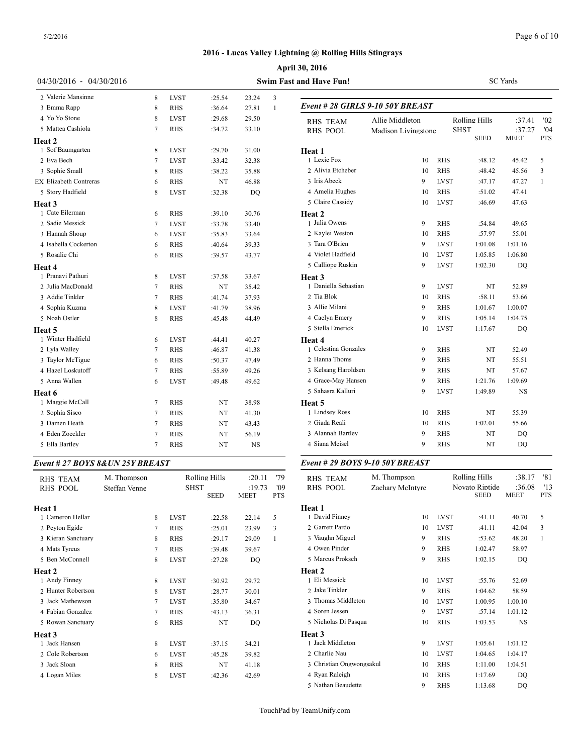## 2016 - Lucas Valley Lightning @ Rolling Hills Stingrays

**April 30, 2016**

04/30/2016 - 04/30/2016 — **Swim Fast and Have Fun!** — SC Yards

| | Name | Age | Team | Seed | Meet | Pts |
|---|---|---|---|---|---|---|
| 2 | Valerie Mansinne | 8 | LVST | :25.54 | 23.24 | 3 |
| 3 | Emma Rapp | 8 | RHS | :36.64 | 27.81 | 1 |
| 4 | Yo Yo Stone | 8 | LVST | :29.68 | 29.50 | |
| 5 | Mattea Cashiola | 7 | RHS | :34.72 | 33.10 | |
| **Heat 2** | | | | | | |
| 1 | Sof Baumgarten | 8 | LVST | :29.70 | 31.00 | |
| 2 | Eva Bech | 7 | LVST | :33.42 | 32.38 | |
| 3 | Sophie Small | 8 | RHS | :38.22 | 35.88 | |
| EX | Elizabeth Contreras | 6 | RHS | NT | 46.88 | |
| 5 | Story Hadfield | 8 | LVST | :32.38 | DQ | |
| **Heat 3** | | | | | | |
| 1 | Cate Eilerman | 6 | RHS | :39.10 | 30.76 | |
| 2 | Sadie Messick | 7 | LVST | :33.78 | 33.40 | |
| 3 | Hannah Shoup | 6 | LVST | :35.83 | 33.64 | |
| 4 | Isabella Cockerton | 6 | RHS | :40.64 | 39.33 | |
| 5 | Rosalie Chi | 6 | RHS | :39.57 | 43.77 | |
| **Heat 4** | | | | | | |
| 1 | Pranavi Pathuri | 8 | LVST | :37.58 | 33.67 | |
| 2 | Julia MacDonald | 7 | RHS | NT | 35.42 | |
| 3 | Addie Tinkler | 7 | RHS | :41.74 | 37.93 | |
| 4 | Sophia Kuzma | 8 | LVST | :41.79 | 38.96 | |
| 5 | Noah Ostler | 8 | RHS | :45.48 | 44.49 | |
| **Heat 5** | | | | | | |
| 1 | Winter Hadfield | 6 | LVST | :44.41 | 40.27 | |
| 2 | Lyla Walley | 7 | RHS | :46.87 | 41.38 | |
| 3 | Taylor McTigue | 6 | RHS | :50.37 | 47.49 | |
| 4 | Hazel Loskutoff | 7 | RHS | :55.89 | 49.26 | |
| 5 | Anna Wallen | 6 | LVST | :49.48 | 49.62 | |
| **Heat 6** | | | | | | |
| 1 | Maggie McCall | 7 | RHS | NT | 38.98 | |
| 2 | Sophia Sisco | 7 | RHS | NT | 41.30 | |
| 3 | Damen Heath | 7 | RHS | NT | 43.43 | |
| 4 | Eden Zoeckler | 7 | RHS | NT | 56.19 | |
| 5 | Ella Bartley | 7 | RHS | NT | NS | |

### *Event # 27 BOYS 8&UN 25Y BREAST*

| | | | | | | |
|---|---|---|---|---|---|---|
| RHS TEAM | M. Thompson | | Rolling Hills | | :20.11 | '79 |
| RHS POOL | Steffan Venne | | SHST | | :19.73 | '09 |
| | | | | SEED | MEET | PTS |
| **Heat 1** | | | | | | |
| 1 | Cameron Hellar | 8 | LVST | :22.58 | 22.14 | 5 |
| 2 | Peyton Egide | 7 | RHS | :25.01 | 23.99 | 3 |
| 3 | Kieran Sanctuary | 8 | RHS | :29.17 | 29.09 | 1 |
| 4 | Mats Tyreus | 7 | RHS | :39.48 | 39.67 | |
| 5 | Ben McConnell | 8 | LVST | :27.28 | DQ | |
| **Heat 2** | | | | | | |
| 1 | Andy Finney | 8 | LVST | :30.92 | 29.72 | |
| 2 | Hunter Robertson | 8 | LVST | :28.77 | 30.01 | |
| 3 | Jack Mathewson | 7 | LVST | :35.80 | 34.67 | |
| 4 | Fabian Gonzalez | 7 | RHS | :43.13 | 36.31 | |
| 5 | Rowan Sanctuary | 6 | RHS | NT | DQ | |
| **Heat 3** | | | | | | |
| 1 | Jack Hansen | 8 | LVST | :37.15 | 34.21 | |
| 2 | Cole Robertson | 6 | LVST | :45.28 | 39.82 | |
| 3 | Jack Sloan | 8 | RHS | NT | 41.18 | |
| 4 | Logan Miles | 8 | LVST | :42.36 | 42.69 | |

### *Event # 28 GIRLS 9-10 50Y BREAST*

| | | | | | | |
|---|---|---|---|---|---|---|
| RHS TEAM | Allie Middleton | | Rolling Hills | | :37.41 | '02 |
| RHS POOL | Madison Livingstone | | SHST | | :37.27 | '04 |
| | | | | SEED | MEET | PTS |
| **Heat 1** | | | | | | |
| 1 | Lexie Fox | 10 | RHS | :48.12 | 45.42 | 5 |
| 2 | Alivia Etcheber | 10 | RHS | :48.42 | 45.56 | 3 |
| 3 | Iris Abeck | 9 | LVST | :47.17 | 47.27 | 1 |
| 4 | Amelia Hughes | 10 | RHS | :51.02 | 47.41 | |
| 5 | Claire Cassidy | 10 | LVST | :46.69 | 47.63 | |
| **Heat 2** | | | | | | |
| 1 | Julia Owens | 9 | RHS | :54.84 | 49.65 | |
| 2 | Kaylei Weston | 10 | RHS | :57.97 | 55.01 | |
| 3 | Tara O'Brien | 9 | LVST | 1:01.08 | 1:01.16 | |
| 4 | Violet Hadfield | 10 | LVST | 1:05.85 | 1:06.80 | |
| 5 | Calliope Ruskin | 9 | LVST | 1:02.30 | DQ | |
| **Heat 3** | | | | | | |
| 1 | Daniella Sebastian | 9 | LVST | NT | 52.89 | |
| 2 | Tia Blok | 10 | RHS | :58.11 | 53.66 | |
| 3 | Allie Milani | 9 | RHS | 1:01.67 | 1:00.07 | |
| 4 | Caelyn Emery | 9 | RHS | 1:05.14 | 1:04.75 | |
| 5 | Stella Emerick | 10 | LVST | 1:17.67 | DQ | |
| **Heat 4** | | | | | | |
| 1 | Celestina Gonzales | 9 | RHS | NT | 52.49 | |
| 2 | Hanna Thoms | 9 | RHS | NT | 55.51 | |
| 3 | Kelsang Haroldsen | 9 | RHS | NT | 57.67 | |
| 4 | Grace-May Hansen | 9 | RHS | 1:21.76 | 1:09.69 | |
| 5 | Sahasra Kalluri | 9 | LVST | 1:49.89 | NS | |
| **Heat 5** | | | | | | |
| 1 | Lindsey Ross | 10 | RHS | NT | 55.39 | |
| 2 | Giada Reali | 10 | RHS | 1:02.01 | 55.66 | |
| 3 | Alannah Bartley | 9 | RHS | NT | DQ | |
| 4 | Siana Meisel | 9 | RHS | NT | DQ | |

### *Event # 29 BOYS 9-10 50Y BREAST*

| | | | | | | |
|---|---|---|---|---|---|---|
| RHS TEAM | M. Thompson | | Rolling Hills | | :38.17 | '81 |
| RHS POOL | Zachary McIntyre | | Novato Riptide | | :36.08 | '13 |
| | | | | SEED | MEET | PTS |
| **Heat 1** | | | | | | |
| 1 | David Finney | 10 | LVST | :41.11 | 40.70 | 5 |
| 2 | Garrett Pardo | 10 | LVST | :41.11 | 42.04 | 3 |
| 3 | Vaughn Miguel | 9 | RHS | :53.62 | 48.20 | 1 |
| 4 | Owen Pinder | 9 | RHS | 1:02.47 | 58.97 | |
| 5 | Marcus Proksch | 9 | RHS | 1:02.15 | DQ | |
| **Heat 2** | | | | | | |
| 1 | Eli Messick | 10 | LVST | :55.76 | 52.69 | |
| 2 | Jake Tinkler | 9 | RHS | 1:04.62 | 58.59 | |
| 3 | Thomas Middleton | 10 | LVST | 1:00.95 | 1:00.10 | |
| 4 | Soren Jessen | 9 | LVST | :57.14 | 1:01.12 | |
| 5 | Nicholas Di Pasqua | 10 | RHS | 1:03.53 | NS | |
| **Heat 3** | | | | | | |
| 1 | Jack Middleton | 9 | LVST | 1:05.61 | 1:01.12 | |
| 2 | Charlie Nau | 10 | LVST | 1:04.65 | 1:04.17 | |
| 3 | Christian Ongwongsakul | 10 | RHS | 1:11.00 | 1:04.51 | |
| 4 | Ryan Raleigh | 10 | RHS | 1:17.69 | DQ | |
| 5 | Nathan Beaudette | 9 | RHS | 1:13.68 | DQ | |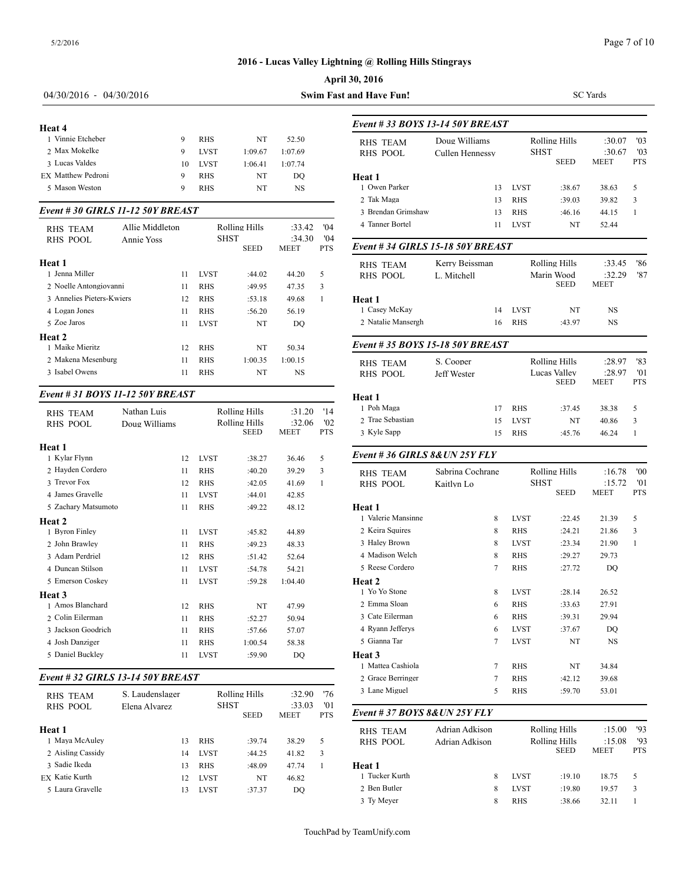# 2016 - Lucas Valley Lightning @ Rolling Hills Stingrays

**April 30, 2016**

04/30/2016 - 04/30/2016 — **Swim Fast and Have Fun!** — SC Yards

### Heat 4

| Place | Name | Age | Team | Seed | Meet | Pts |
|---|---|---|---|---|---|---|
| 1 | Vinnie Etcheber | 9 | RHS | NT | 52.50 | |
| 2 | Max Mokelke | 9 | LVST | 1:09.67 | 1:07.69 | |
| 3 | Lucas Valdes | 10 | LVST | 1:06.41 | 1:07.74 | |
| EX | Matthew Pedroni | 9 | RHS | NT | DQ | |
| 5 | Mason Weston | 9 | RHS | NT | NS | |

## *Event # 30 GIRLS 11-12 50Y BREAST*

| | | | | |
|---|---|---|---|---|
| RHS TEAM | Allie Middleton | Rolling Hills | :33.42 | '04 |
| RHS POOL | Annie Yoss | SHST | :34.30 | '04 |

| Place | Name | Age | Team | Seed | Meet | Pts |
|---|---|---|---|---|---|---|
| **Heat 1** | | | | | | |
| 1 | Jenna Miller | 11 | LVST | :44.02 | 44.20 | 5 |
| 2 | Noelle Antongiovanni | 11 | RHS | :49.95 | 47.35 | 3 |
| 3 | Annelies Pieters-Kwiers | 12 | RHS | :53.18 | 49.68 | 1 |
| 4 | Logan Jones | 11 | RHS | :56.20 | 56.19 | |
| 5 | Zoe Jaros | 11 | LVST | NT | DQ | |
| **Heat 2** | | | | | | |
| 1 | Maike Mieritz | 12 | RHS | NT | 50.34 | |
| 2 | Makena Mesenburg | 11 | RHS | 1:00.35 | 1:00.15 | |
| 3 | Isabel Owens | 11 | RHS | NT | NS | |

## *Event # 31 BOYS 11-12 50Y BREAST*

| | | | | |
|---|---|---|---|---|
| RHS TEAM | Nathan Luis | Rolling Hills | :31.20 | '14 |
| RHS POOL | Doug Williams | Rolling Hills | :32.06 | '02 |

| Place | Name | Age | Team | Seed | Meet | Pts |
|---|---|---|---|---|---|---|
| **Heat 1** | | | | | | |
| 1 | Kylar Flynn | 12 | LVST | :38.27 | 36.46 | 5 |
| 2 | Hayden Cordero | 11 | RHS | :40.20 | 39.29 | 3 |
| 3 | Trevor Fox | 12 | RHS | :42.05 | 41.69 | 1 |
| 4 | James Gravelle | 11 | LVST | :44.01 | 42.85 | |
| 5 | Zachary Matsumoto | 11 | RHS | :49.22 | 48.12 | |
| **Heat 2** | | | | | | |
| 1 | Byron Finley | 11 | LVST | :45.82 | 44.89 | |
| 2 | John Brawley | 11 | RHS | :49.23 | 48.33 | |
| 3 | Adam Perdriel | 12 | RHS | :51.42 | 52.64 | |
| 4 | Duncan Stilson | 11 | LVST | :54.78 | 54.21 | |
| 5 | Emerson Coskey | 11 | LVST | :59.28 | 1:04.40 | |
| **Heat 3** | | | | | | |
| 1 | Amos Blanchard | 12 | RHS | NT | 47.99 | |
| 2 | Colin Eilerman | 11 | RHS | :52.27 | 50.94 | |
| 3 | Jackson Goodrich | 11 | RHS | :57.66 | 57.07 | |
| 4 | Josh Danziger | 11 | RHS | 1:00.54 | 58.38 | |
| 5 | Daniel Buckley | 11 | LVST | :59.90 | DQ | |

## *Event # 32 GIRLS 13-14 50Y BREAST*

| | | | | |
|---|---|---|---|---|
| RHS TEAM | S. Laudenslager | Rolling Hills | :32.90 | '76 |
| RHS POOL | Elena Alvarez | SHST | :33.03 | '01 |

| Place | Name | Age | Team | Seed | Meet | Pts |
|---|---|---|---|---|---|---|
| **Heat 1** | | | | | | |
| 1 | Maya McAuley | 13 | RHS | :39.74 | 38.29 | 5 |
| 2 | Aisling Cassidy | 14 | LVST | :44.25 | 41.82 | 3 |
| 3 | Sadie Ikeda | 13 | RHS | :48.09 | 47.74 | 1 |
| EX | Katie Kurth | 12 | LVST | NT | 46.82 | |
| 5 | Laura Gravelle | 13 | LVST | :37.37 | DQ | |

## *Event # 33 BOYS 13-14 50Y BREAST*

| | | | | |
|---|---|---|---|---|
| RHS TEAM | Doug Williams | Rolling Hills | :30.07 | '03 |
| RHS POOL | Cullen Hennessy | SHST | :30.67 | '03 |

| Place | Name | Age | Team | Seed | Meet | Pts |
|---|---|---|---|---|---|---|
| **Heat 1** | | | | | | |
| 1 | Owen Parker | 13 | LVST | :38.67 | 38.63 | 5 |
| 2 | Tak Maga | 13 | RHS | :39.03 | 39.82 | 3 |
| 3 | Brendan Grimshaw | 13 | RHS | :46.16 | 44.15 | 1 |
| 4 | Tanner Bortel | 11 | LVST | NT | 52.44 | |

## *Event # 34 GIRLS 15-18 50Y BREAST*

| | | | | |
|---|---|---|---|---|
| RHS TEAM | Kerry Beissman | Rolling Hills | :33.45 | '86 |
| RHS POOL | L. Mitchell | Marin Wood | :32.29 | '87 |

| Place | Name | Age | Team | Seed | Meet |
|---|---|---|---|---|---|
| **Heat 1** | | | | | |
| 1 | Casey McKay | 14 | LVST | NT | NS |
| 2 | Natalie Mansergh | 16 | RHS | :43.97 | NS |

## *Event # 35 BOYS 15-18 50Y BREAST*

| | | | | |
|---|---|---|---|---|
| RHS TEAM | S. Cooper | Rolling Hills | :28.97 | '83 |
| RHS POOL | Jeff Wester | Lucas Valley | :28.97 | '01 |

| Place | Name | Age | Team | Seed | Meet | Pts |
|---|---|---|---|---|---|---|
| **Heat 1** | | | | | | |
| 1 | Poh Maga | 17 | RHS | :37.45 | 38.38 | 5 |
| 2 | Trae Sebastian | 15 | LVST | NT | 40.86 | 3 |
| 3 | Kyle Sapp | 15 | RHS | :45.76 | 46.24 | 1 |

## *Event # 36 GIRLS 8&UN 25Y FLY*

| | | | | |
|---|---|---|---|---|
| RHS TEAM | Sabrina Cochrane | Rolling Hills | :16.78 | '00 |
| RHS POOL | Kaitlyn Lo | SHST | :15.72 | '01 |

| Place | Name | Age | Team | Seed | Meet | Pts |
|---|---|---|---|---|---|---|
| **Heat 1** | | | | | | |
| 1 | Valerie Mansinne | 8 | LVST | :22.45 | 21.39 | 5 |
| 2 | Keira Squires | 8 | RHS | :24.21 | 21.86 | 3 |
| 3 | Haley Brown | 8 | LVST | :23.34 | 21.90 | 1 |
| 4 | Madison Welch | 8 | RHS | :29.27 | 29.73 | |
| 5 | Reese Cordero | 7 | RHS | :27.72 | DQ | |
| **Heat 2** | | | | | | |
| 1 | Yo Yo Stone | 8 | LVST | :28.14 | 26.52 | |
| 2 | Emma Sloan | 6 | RHS | :33.63 | 27.91 | |
| 3 | Cate Eilerman | 6 | RHS | :39.31 | 29.94 | |
| 4 | Ryann Jefferys | 6 | LVST | :37.67 | DQ | |
| 5 | Gianna Tar | 7 | LVST | NT | NS | |
| **Heat 3** | | | | | | |
| 1 | Mattea Cashiola | 7 | RHS | NT | 34.84 | |
| 2 | Grace Berringer | 7 | RHS | :42.12 | 39.68 | |
| 3 | Lane Miguel | 5 | RHS | :59.70 | 53.01 | |

## *Event # 37 BOYS 8&UN 25Y FLY*

| | | | | |
|---|---|---|---|---|
| RHS TEAM | Adrian Adkison | Rolling Hills | :15.00 | '93 |
| RHS POOL | Adrian Adkison | Rolling Hills | :15.08 | '93 |

| Place | Name | Age | Team | Seed | Meet | Pts |
|---|---|---|---|---|---|---|
| **Heat 1** | | | | | | |
| 1 | Tucker Kurth | 8 | LVST | :19.10 | 18.75 | 5 |
| 2 | Ben Butler | 8 | LVST | :19.80 | 19.57 | 3 |
| 3 | Ty Meyer | 8 | RHS | :38.66 | 32.11 | 1 |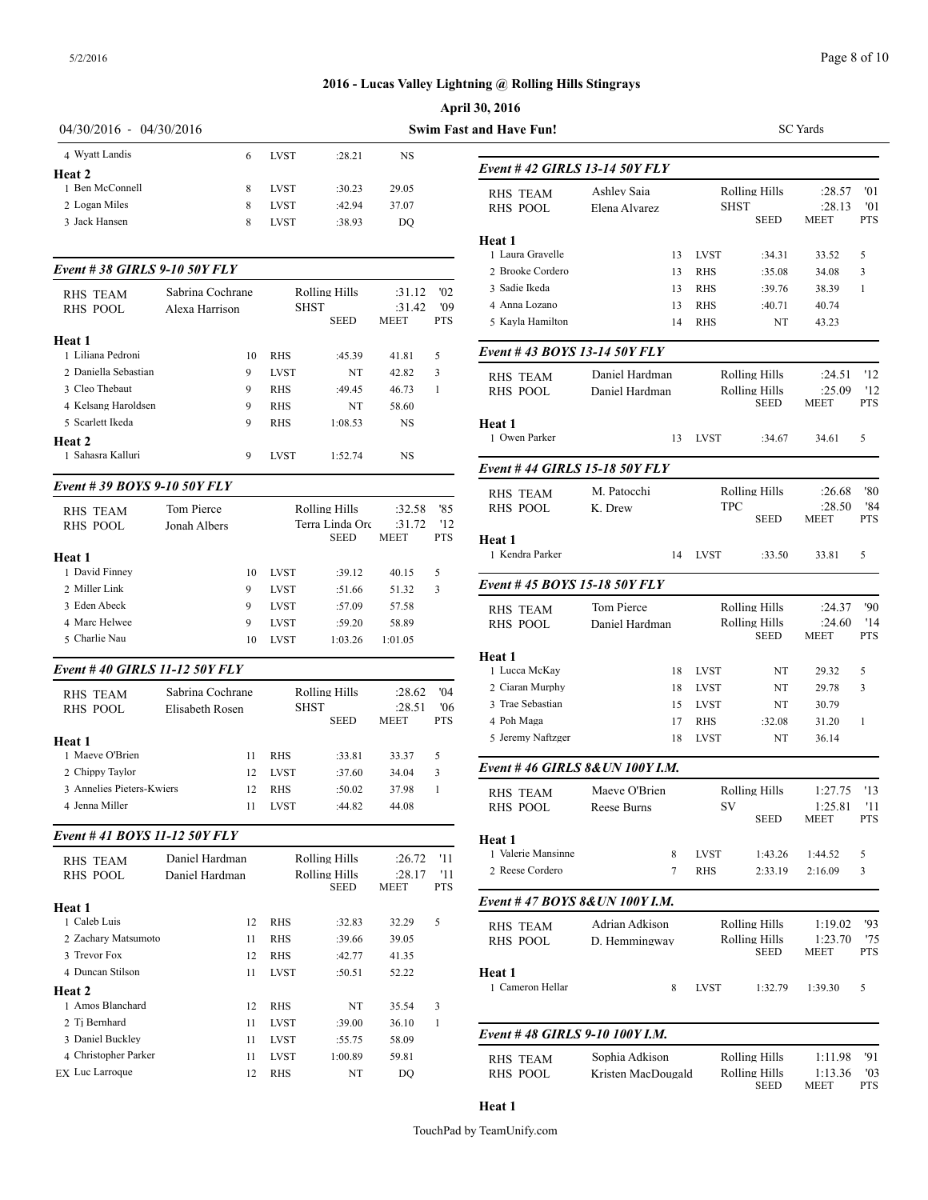**2016 - Lucas Valley Lightning @ Rolling Hills Stingrays**

**April 30, 2016**

04/30/2016 - 04/30/2016 | **Swim Fast and Have Fun!** | SC Yards

| | Age | Team | Seed | Meet | Pts |
|---|---|---|---|---|---|
| 4 Wyatt Landis | 6 | LVST | :28.21 | NS | |
| **Heat 2** | | | | | |
| 1 Ben McConnell | 8 | LVST | :30.23 | 29.05 | |
| 2 Logan Miles | 8 | LVST | :42.94 | 37.07 | |
| 3 Jack Hansen | 8 | LVST | :38.93 | DQ | |

### Event # 38 GIRLS 9-10 50Y FLY

| | | | | |
|---|---|---|---|---|
| RHS TEAM | Sabrina Cochrane | Rolling Hills | :31.12 | '02 |
| RHS POOL | Alexa Harrison | SHST | :31.42 | '09 |

| | Age | Team | SEED | MEET | PTS |
|---|---|---|---|---|---|
| **Heat 1** | | | | | |
| 1 Liliana Pedroni | 10 | RHS | :45.39 | 41.81 | 5 |
| 2 Daniella Sebastian | 9 | LVST | NT | 42.82 | 3 |
| 3 Cleo Thebaut | 9 | RHS | :49.45 | 46.73 | 1 |
| 4 Kelsang Haroldsen | 9 | RHS | NT | 58.60 | |
| 5 Scarlett Ikeda | 9 | RHS | 1:08.53 | NS | |
| **Heat 2** | | | | | |
| 1 Sahasra Kalluri | 9 | LVST | 1:52.74 | NS | |

### Event # 39 BOYS 9-10 50Y FLY

| | | | | |
|---|---|---|---|---|
| RHS TEAM | Tom Pierce | Rolling Hills | :32.58 | '85 |
| RHS POOL | Jonah Albers | Terra Linda Orc | :31.72 | '12 |

| | Age | Team | SEED | MEET | PTS |
|---|---|---|---|---|---|
| **Heat 1** | | | | | |
| 1 David Finney | 10 | LVST | :39.12 | 40.15 | 5 |
| 2 Miller Link | 9 | LVST | :51.66 | 51.32 | 3 |
| 3 Eden Abeck | 9 | LVST | :57.09 | 57.58 | |
| 4 Marc Helwee | 9 | LVST | :59.20 | 58.89 | |
| 5 Charlie Nau | 10 | LVST | 1:03.26 | 1:01.05 | |

### Event # 40 GIRLS 11-12 50Y FLY

| | | | | |
|---|---|---|---|---|
| RHS TEAM | Sabrina Cochrane | Rolling Hills | :28.62 | '04 |
| RHS POOL | Elisabeth Rosen | SHST | :28.51 | '06 |

| | Age | Team | SEED | MEET | PTS |
|---|---|---|---|---|---|
| **Heat 1** | | | | | |
| 1 Maeve O'Brien | 11 | RHS | :33.81 | 33.37 | 5 |
| 2 Chippy Taylor | 12 | LVST | :37.60 | 34.04 | 3 |
| 3 Annelies Pieters-Kwiers | 12 | RHS | :50.02 | 37.98 | 1 |
| 4 Jenna Miller | 11 | LVST | :44.82 | 44.08 | |

### Event # 41 BOYS 11-12 50Y FLY

| | | | | |
|---|---|---|---|---|
| RHS TEAM | Daniel Hardman | Rolling Hills | :26.72 | '11 |
| RHS POOL | Daniel Hardman | Rolling Hills | :28.17 | '11 |

| | Age | Team | SEED | MEET | PTS |
|---|---|---|---|---|---|
| **Heat 1** | | | | | |
| 1 Caleb Luis | 12 | RHS | :32.83 | 32.29 | 5 |
| 2 Zachary Matsumoto | 11 | RHS | :39.66 | 39.05 | |
| 3 Trevor Fox | 12 | RHS | :42.77 | 41.35 | |
| 4 Duncan Stilson | 11 | LVST | :50.51 | 52.22 | |
| **Heat 2** | | | | | |
| 1 Amos Blanchard | 12 | RHS | NT | 35.54 | 3 |
| 2 Tj Bernhard | 11 | LVST | :39.00 | 36.10 | 1 |
| 3 Daniel Buckley | 11 | LVST | :55.75 | 58.09 | |
| 4 Christopher Parker | 11 | LVST | 1:00.89 | 59.81 | |
| EX Luc Larroque | 12 | RHS | NT | DQ | |

### Event # 42 GIRLS 13-14 50Y FLY

| | | | | |
|---|---|---|---|---|
| RHS TEAM | Ashley Saia | Rolling Hills | :28.57 | '01 |
| RHS POOL | Elena Alvarez | SHST | :28.13 | '01 |

| | Age | Team | SEED | MEET | PTS |
|---|---|---|---|---|---|
| **Heat 1** | | | | | |
| 1 Laura Gravelle | 13 | LVST | :34.31 | 33.52 | 5 |
| 2 Brooke Cordero | 13 | RHS | :35.08 | 34.08 | 3 |
| 3 Sadie Ikeda | 13 | RHS | :39.76 | 38.39 | 1 |
| 4 Anna Lozano | 13 | RHS | :40.71 | 40.74 | |
| 5 Kayla Hamilton | 14 | RHS | NT | 43.23 | |

### Event # 43 BOYS 13-14 50Y FLY

| | | | | |
|---|---|---|---|---|
| RHS TEAM | Daniel Hardman | Rolling Hills | :24.51 | '12 |
| RHS POOL | Daniel Hardman | Rolling Hills | :25.09 | '12 |

| | Age | Team | SEED | MEET | PTS |
|---|---|---|---|---|---|
| **Heat 1** | | | | | |
| 1 Owen Parker | 13 | LVST | :34.67 | 34.61 | 5 |

### Event # 44 GIRLS 15-18 50Y FLY

| | | | | |
|---|---|---|---|---|
| RHS TEAM | M. Patocchi | Rolling Hills | :26.68 | '80 |
| RHS POOL | K. Drew | TPC | :28.50 | '84 |

| | Age | Team | SEED | MEET | PTS |
|---|---|---|---|---|---|
| **Heat 1** | | | | | |
| 1 Kendra Parker | 14 | LVST | :33.50 | 33.81 | 5 |

### Event # 45 BOYS 15-18 50Y FLY

| | | | | |
|---|---|---|---|---|
| RHS TEAM | Tom Pierce | Rolling Hills | :24.37 | '90 |
| RHS POOL | Daniel Hardman | Rolling Hills | :24.60 | '14 |

| | Age | Team | SEED | MEET | PTS |
|---|---|---|---|---|---|
| **Heat 1** | | | | | |
| 1 Lucca McKay | 18 | LVST | NT | 29.32 | 5 |
| 2 Ciaran Murphy | 18 | LVST | NT | 29.78 | 3 |
| 3 Trae Sebastian | 15 | LVST | NT | 30.79 | |
| 4 Poh Maga | 17 | RHS | :32.08 | 31.20 | 1 |
| 5 Jeremy Naftzger | 18 | LVST | NT | 36.14 | |

### Event # 46 GIRLS 8&UN 100Y I.M.

| | | | | |
|---|---|---|---|---|
| RHS TEAM | Maeve O'Brien | Rolling Hills | 1:27.75 | '13 |
| RHS POOL | Reese Burns | SV | 1:25.81 | '11 |

| | Age | Team | SEED | MEET | PTS |
|---|---|---|---|---|---|
| **Heat 1** | | | | | |
| 1 Valerie Mansinne | 8 | LVST | 1:43.26 | 1:44.52 | 5 |
| 2 Reese Cordero | 7 | RHS | 2:33.19 | 2:16.09 | 3 |

### Event # 47 BOYS 8&UN 100Y I.M.

| | | | | |
|---|---|---|---|---|
| RHS TEAM | Adrian Adkison | Rolling Hills | 1:19.02 | '93 |
| RHS POOL | D. Hemmingway | Rolling Hills | 1:23.70 | '75 |

| | Age | Team | SEED | MEET | PTS |
|---|---|---|---|---|---|
| **Heat 1** | | | | | |
| 1 Cameron Hellar | 8 | LVST | 1:32.79 | 1:39.30 | 5 |

### Event # 48 GIRLS 9-10 100Y I.M.

| | | | | |
|---|---|---|---|---|
| RHS TEAM | Sophia Adkison | Rolling Hills | 1:11.98 | '91 |
| RHS POOL | Kristen MacDougald | Rolling Hills | 1:13.36 | '03 |

| | Age | Team | SEED | MEET | PTS |
|---|---|---|---|---|---|
| **Heat 1** | | | | | |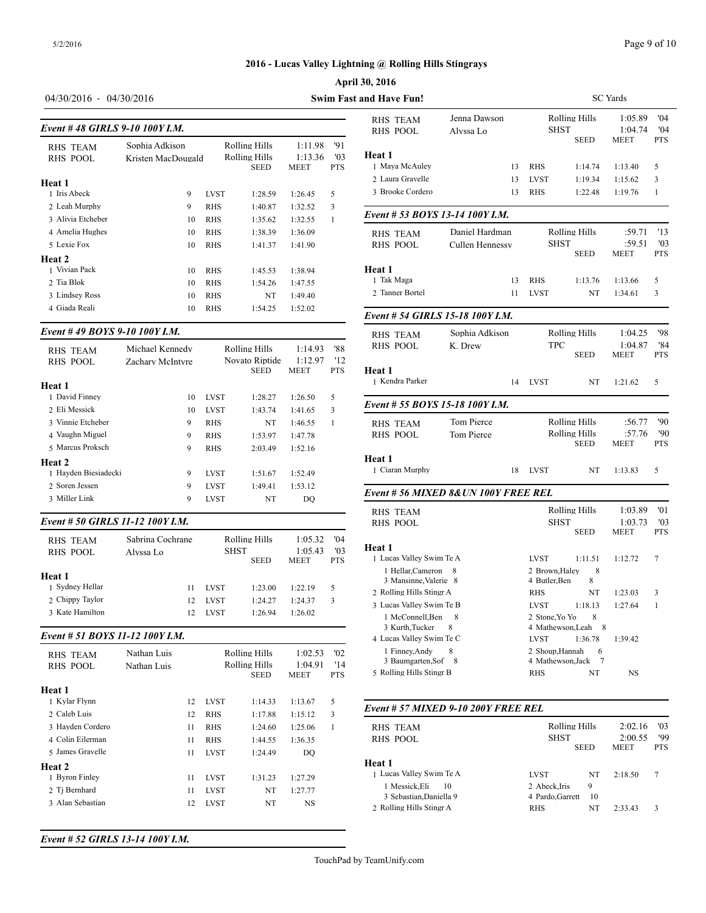## 2016 - Lucas Valley Lightning @ Rolling Hills Stingrays

**April 30, 2016**

04/30/2016 - 04/30/2016 **Swim Fast and Have Fun!** SC Yards

### Event # 48 GIRLS 9-10 100Y I.M.

| | | | | SEED | MEET | PTS |
|---|---|---|---|---|---|---|
| RHS TEAM | Sophia Adkison | | Rolling Hills | | 1:11.98 | '91 |
| RHS POOL | Kristen MacDougald | | Rolling Hills | | 1:13.36 | '03 |
| **Heat 1** | | | | | | |
| 1 Iris Abeck | 9 | LVST | 1:28.59 | | 1:26.45 | 5 |
| 2 Leah Murphy | 9 | RHS | 1:40.87 | | 1:32.52 | 3 |
| 3 Alivia Etcheber | 10 | RHS | 1:35.62 | | 1:32.55 | 1 |
| 4 Amelia Hughes | 10 | RHS | 1:38.39 | | 1:36.09 | |
| 5 Lexie Fox | 10 | RHS | 1:41.37 | | 1:41.90 | |
| **Heat 2** | | | | | | |
| 1 Vivian Pack | 10 | RHS | 1:45.53 | | 1:38.94 | |
| 2 Tia Blok | 10 | RHS | 1:54.26 | | 1:47.55 | |
| 3 Lindsey Ross | 10 | RHS | NT | | 1:49.40 | |
| 4 Giada Reali | 10 | RHS | 1:54.25 | | 1:52.02 | |

### Event # 49 BOYS 9-10 100Y I.M.

| | | | | SEED | MEET | PTS |
|---|---|---|---|---|---|---|
| RHS TEAM | Michael Kennedy | | Rolling Hills | | 1:14.93 | '88 |
| RHS POOL | Zachary McIntyre | | Novato Riptide | | 1:12.97 | '12 |
| **Heat 1** | | | | | | |
| 1 David Finney | 10 | LVST | 1:28.27 | | 1:26.50 | 5 |
| 2 Eli Messick | 10 | LVST | 1:43.74 | | 1:41.65 | 3 |
| 3 Vinnie Etcheber | 9 | RHS | NT | | 1:46.55 | 1 |
| 4 Vaughn Miguel | 9 | RHS | 1:53.97 | | 1:47.78 | |
| 5 Marcus Proksch | 9 | RHS | 2:03.49 | | 1:52.16 | |
| **Heat 2** | | | | | | |
| 1 Hayden Biesiadecki | 9 | LVST | 1:51.67 | | 1:52.49 | |
| 2 Soren Jessen | 9 | LVST | 1:49.41 | | 1:53.12 | |
| 3 Miller Link | 9 | LVST | NT | | DQ | |

### Event # 50 GIRLS 11-12 100Y I.M.

| | | | | SEED | MEET | PTS |
|---|---|---|---|---|---|---|
| RHS TEAM | Sabrina Cochrane | | Rolling Hills | | 1:05.32 | '04 |
| RHS POOL | Alyssa Lo | | SHST | | 1:05.43 | '03 |
| **Heat 1** | | | | | | |
| 1 Sydney Hellar | 11 | LVST | 1:23.00 | | 1:22.19 | 5 |
| 2 Chippy Taylor | 12 | LVST | 1:24.27 | | 1:24.37 | 3 |
| 3 Kate Hamilton | 12 | LVST | 1:26.94 | | 1:26.02 | |

### Event # 51 BOYS 11-12 100Y I.M.

| | | | | SEED | MEET | PTS |
|---|---|---|---|---|---|---|
| RHS TEAM | Nathan Luis | | Rolling Hills | | 1:02.53 | '02 |
| RHS POOL | Nathan Luis | | Rolling Hills | | 1:04.91 | '14 |
| **Heat 1** | | | | | | |
| 1 Kylar Flynn | 12 | LVST | 1:14.33 | | 1:13.67 | 5 |
| 2 Caleb Luis | 12 | RHS | 1:17.88 | | 1:15.12 | 3 |
| 3 Hayden Cordero | 11 | RHS | 1:24.60 | | 1:25.06 | 1 |
| 4 Colin Eilerman | 11 | RHS | 1:44.55 | | 1:36.35 | |
| 5 James Gravelle | 11 | LVST | 1:24.49 | | DQ | |
| **Heat 2** | | | | | | |
| 1 Byron Finley | 11 | LVST | 1:31.23 | | 1:27.29 | |
| 2 Tj Bernhard | 11 | LVST | NT | | 1:27.77 | |
| 3 Alan Sebastian | 12 | LVST | NT | | NS | |

### Event # 52 GIRLS 13-14 100Y I.M.

| | | | | SEED | MEET | PTS |
|---|---|---|---|---|---|---|
| RHS TEAM | Jenna Dawson | | Rolling Hills | | 1:05.89 | '04 |
| RHS POOL | Alyssa Lo | | SHST | | 1:04.74 | '04 |
| **Heat 1** | | | | | | |
| 1 Maya McAuley | 13 | RHS | 1:14.74 | | 1:13.40 | 5 |
| 2 Laura Gravelle | 13 | LVST | 1:19.34 | | 1:15.62 | 3 |
| 3 Brooke Cordero | 13 | RHS | 1:22.48 | | 1:19.76 | 1 |

### Event # 53 BOYS 13-14 100Y I.M.

| | | | | SEED | MEET | PTS |
|---|---|---|---|---|---|---|
| RHS TEAM | Daniel Hardman | | Rolling Hills | | :59.71 | '13 |
| RHS POOL | Cullen Hennessy | | SHST | | :59.51 | '03 |
| **Heat 1** | | | | | | |
| 1 Tak Maga | 13 | RHS | 1:13.76 | | 1:13.66 | 5 |
| 2 Tanner Bortel | 11 | LVST | NT | | 1:34.61 | 3 |

### Event # 54 GIRLS 15-18 100Y I.M.

| | | | | SEED | MEET | PTS |
|---|---|---|---|---|---|---|
| RHS TEAM | Sophia Adkison | | Rolling Hills | | 1:04.25 | '98 |
| RHS POOL | K. Drew | | TPC | | 1:04.87 | '84 |
| **Heat 1** | | | | | | |
| 1 Kendra Parker | 14 | LVST | NT | | 1:21.62 | 5 |

### Event # 55 BOYS 15-18 100Y I.M.

| | | | | SEED | MEET | PTS |
|---|---|---|---|---|---|---|
| RHS TEAM | Tom Pierce | | Rolling Hills | | :56.77 | '90 |
| RHS POOL | Tom Pierce | | Rolling Hills | | :57.76 | '90 |
| **Heat 1** | | | | | | |
| 1 Ciaran Murphy | 18 | LVST | NT | | 1:13.83 | 5 |

### Event # 56 MIXED 8&UN 100Y FREE REL

| | | SEED | MEET | PTS |
|---|---|---|---|---|
| RHS TEAM | Rolling Hills | | 1:03.89 | '01 |
| RHS POOL | SHST | | 1:03.73 | '03 |
| **Heat 1** | | | | |
| 1 Lucas Valley Swim Te A | LVST | 1:11.51 | 1:12.72 | 7 |
| 1 Hellar,Cameron 8; 3 Mansinne,Valerie 8 | 2 Brown,Haley 8; 4 Butler,Ben 8 | | | |
| 2 Rolling Hills Stingr A | RHS | NT | 1:23.03 | 3 |
| 3 Lucas Valley Swim Te B | LVST | 1:18.13 | 1:27.64 | 1 |
| 1 McConnell,Ben 8; 3 Kurth,Tucker 8 | 2 Stone,Yo Yo 8; 4 Mathewson,Leah 8 | | | |
| 4 Lucas Valley Swim Te C | LVST | 1:36.78 | 1:39.42 | |
| 1 Finney,Andy 8; 3 Baumgarten,Sof 8 | 2 Shoup,Hannah 6; 4 Mathewson,Jack 7 | | | |
| 5 Rolling Hills Stingr B | RHS | NT | NS | |

### Event # 57 MIXED 9-10 200Y FREE REL

| | | SEED | MEET | PTS |
|---|---|---|---|---|
| RHS TEAM | Rolling Hills | | 2:02.16 | '03 |
| RHS POOL | SHST | | 2:00.55 | '99 |
| **Heat 1** | | | | |
| 1 Lucas Valley Swim Te A | LVST | NT | 2:18.50 | 7 |
| 1 Messick,Eli 10; 3 Sebastian,Daniella 9 | 2 Abeck,Iris 9; 4 Pardo,Garrett 10 | | | |
| 2 Rolling Hills Stingr A | RHS | NT | 2:33.43 | 3 |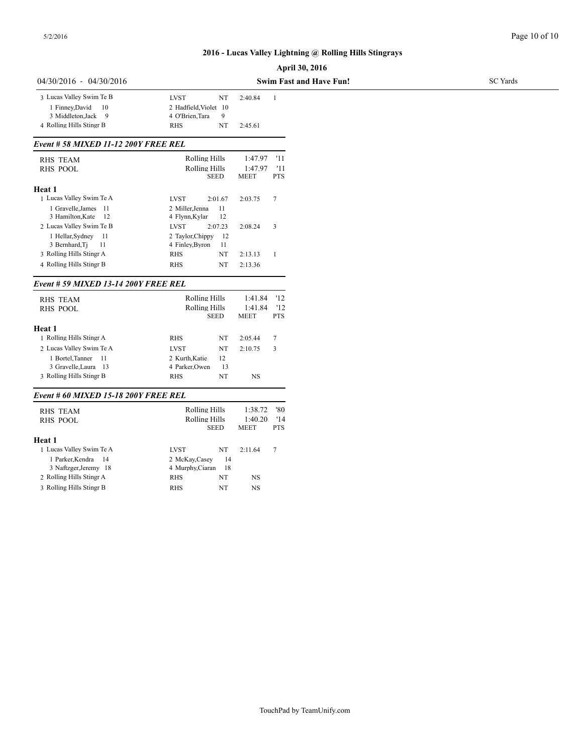## 2016 - Lucas Valley Lightning @ Rolling Hills Stingrays

**April 30, 2016**

04/30/2016 - 04/30/2016 **Swim Fast and Have Fun!** SC Yards

| | | | | |
|---|---|---|---|---|
| 3 Lucas Valley Swim Te B | LVST | NT | 2:40.84 | 1 |
| 1 Finney,David 10 | 2 Hadfield,Violet 10 | | | |
| 3 Middleton,Jack 9 | 4 O'Brien,Tara 9 | | | |
| 4 Rolling Hills Stingr B | RHS | NT | 2:45.61 | |

### Event # 58 MIXED 11-12 200Y FREE REL

| | | | | |
|---|---|---|---|---|
| RHS TEAM | Rolling Hills | | 1:47.97 | '11 |
| RHS POOL | Rolling Hills | | 1:47.97 | '11 |
| | | SEED | MEET | PTS |
| **Heat 1** | | | | |
| 1 Lucas Valley Swim Te A | LVST | 2:01.67 | 2:03.75 | 7 |
| 1 Gravelle,James 11 | 2 Miller,Jenna 11 | | | |
| 3 Hamilton,Kate 12 | 4 Flynn,Kylar 12 | | | |
| 2 Lucas Valley Swim Te B | LVST | 2:07.23 | 2:08.24 | 3 |
| 1 Hellar,Sydney 11 | 2 Taylor,Chippy 12 | | | |
| 3 Bernhard,Tj 11 | 4 Finley,Byron 11 | | | |
| 3 Rolling Hills Stingr A | RHS | NT | 2:13.13 | 1 |
| 4 Rolling Hills Stingr B | RHS | NT | 2:13.36 | |

### Event # 59 MIXED 13-14 200Y FREE REL

| | | | | |
|---|---|---|---|---|
| RHS TEAM | Rolling Hills | | 1:41.84 | '12 |
| RHS POOL | Rolling Hills | | 1:41.84 | '12 |
| | | SEED | MEET | PTS |
| **Heat 1** | | | | |
| 1 Rolling Hills Stingr A | RHS | NT | 2:05.44 | 7 |
| 2 Lucas Valley Swim Te A | LVST | NT | 2:10.75 | 3 |
| 1 Bortel,Tanner 11 | 2 Kurth,Katie 12 | | | |
| 3 Gravelle,Laura 13 | 4 Parker,Owen 13 | | | |
| 3 Rolling Hills Stingr B | RHS | NT | NS | |

### Event # 60 MIXED 15-18 200Y FREE REL

| | | | | |
|---|---|---|---|---|
| RHS TEAM | Rolling Hills | | 1:38.72 | '80 |
| RHS POOL | Rolling Hills | | 1:40.20 | '14 |
| | | SEED | MEET | PTS |
| **Heat 1** | | | | |
| 1 Lucas Valley Swim Te A | LVST | NT | 2:11.64 | 7 |
| 1 Parker,Kendra 14 | 2 McKay,Casey 14 | | | |
| 3 Naftzger,Jeremy 18 | 4 Murphy,Ciaran 18 | | | |
| 2 Rolling Hills Stingr A | RHS | NT | NS | |
| 3 Rolling Hills Stingr B | RHS | NT | NS | |